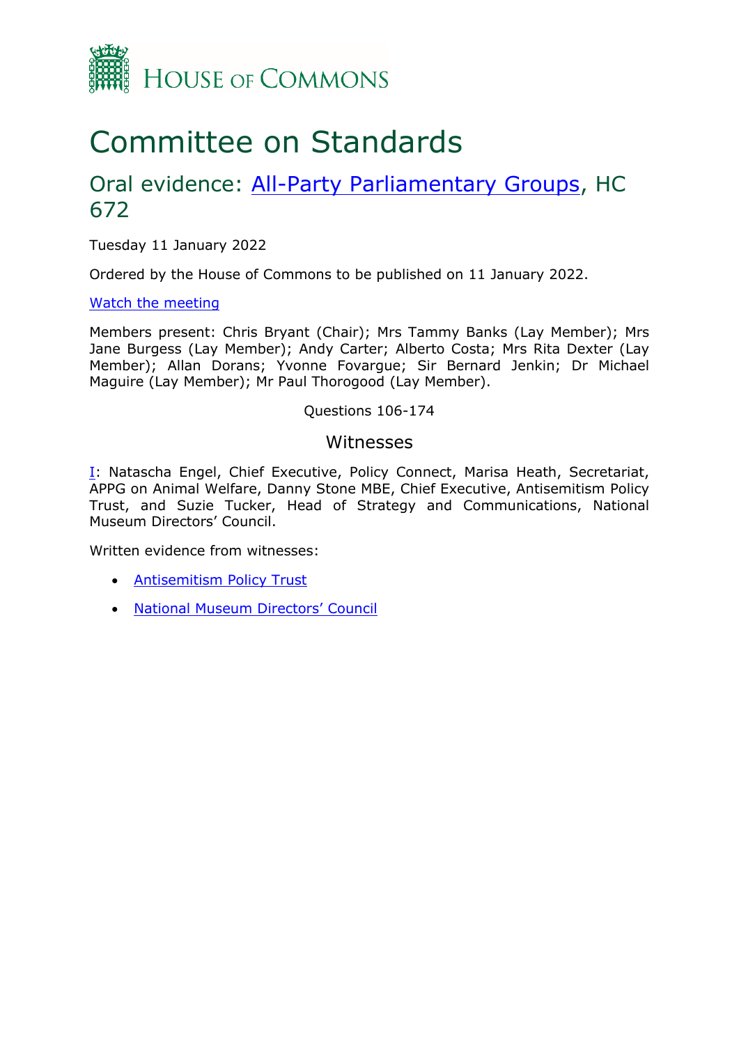# House of Commons

# Committee on Standards

## Oral evidence: All-Party Parliamentary Groups, HC 672

Tuesday 11 January 2022

Ordered by the House of Commons to be published on 11 January 2022.

Watch the meeting

Members present: Chris Bryant (Chair); Mrs Tammy Banks (Lay Member); Mrs Jane Burgess (Lay Member); Andy Carter; Alberto Costa; Mrs Rita Dexter (Lay Member); Allan Dorans; Yvonne Fovargue; Sir Bernard Jenkin; Dr Michael Maguire (Lay Member); Mr Paul Thorogood (Lay Member).

Questions 106-174

### Witnesses

I: Natascha Engel, Chief Executive, Policy Connect, Marisa Heath, Secretariat, APPG on Animal Welfare, Danny Stone MBE, Chief Executive, Antisemitism Policy Trust, and Suzie Tucker, Head of Strategy and Communications, National Museum Directors' Council.

Written evidence from witnesses:

- Antisemitism Policy Trust
- National Museum Directors' Council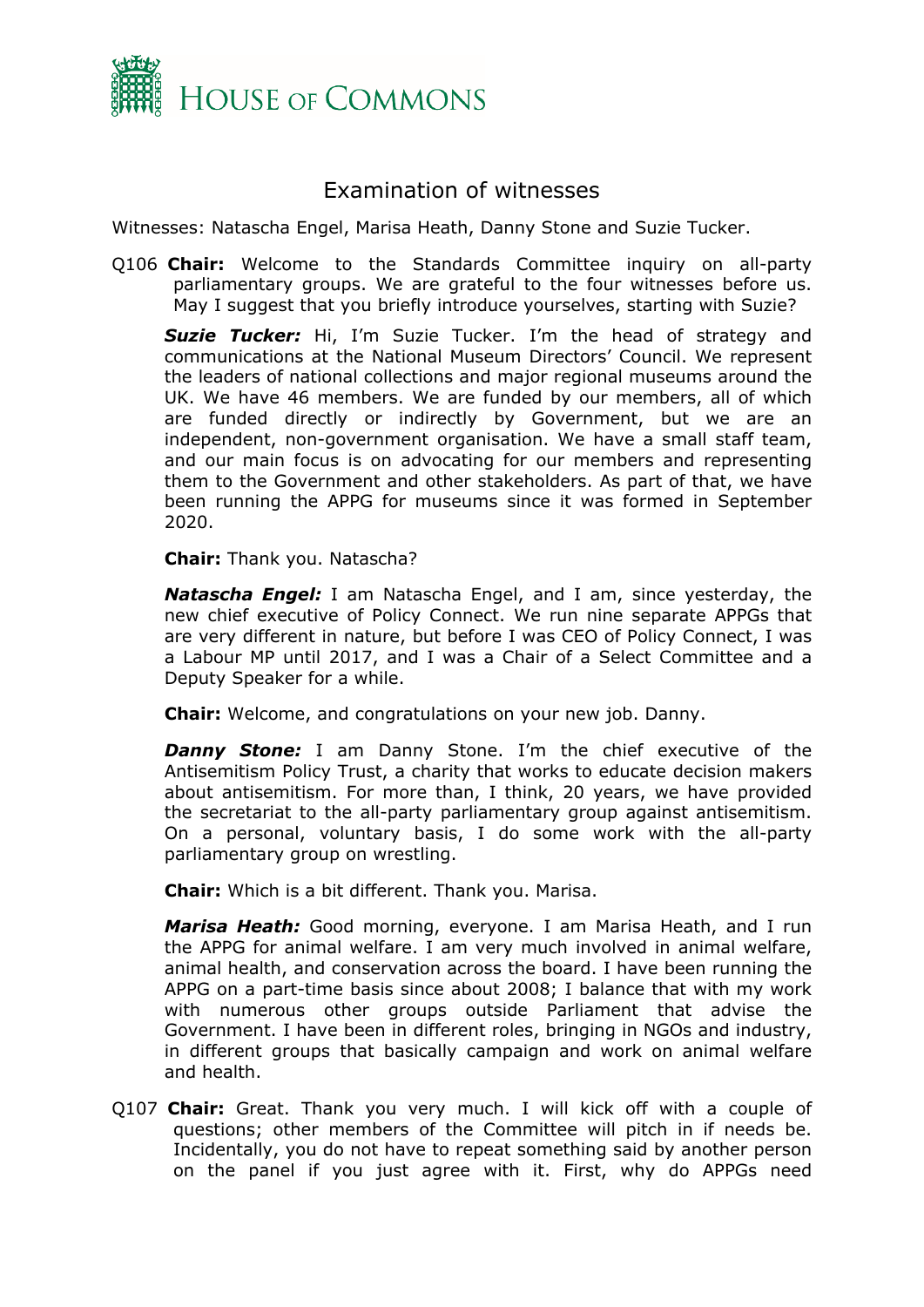# Examination of witnesses

Witnesses: Natascha Engel, Marisa Heath, Danny Stone and Suzie Tucker.

Q106 **Chair:** Welcome to the Standards Committee inquiry on all-party parliamentary groups. We are grateful to the four witnesses before us. May I suggest that you briefly introduce yourselves, starting with Suzie?

***Suzie Tucker:*** Hi, I'm Suzie Tucker. I'm the head of strategy and communications at the National Museum Directors' Council. We represent the leaders of national collections and major regional museums around the UK. We have 46 members. We are funded by our members, all of which are funded directly or indirectly by Government, but we are an independent, non-government organisation. We have a small staff team, and our main focus is on advocating for our members and representing them to the Government and other stakeholders. As part of that, we have been running the APPG for museums since it was formed in September 2020.

**Chair:** Thank you. Natascha?

***Natascha Engel:*** I am Natascha Engel, and I am, since yesterday, the new chief executive of Policy Connect. We run nine separate APPGs that are very different in nature, but before I was CEO of Policy Connect, I was a Labour MP until 2017, and I was a Chair of a Select Committee and a Deputy Speaker for a while.

**Chair:** Welcome, and congratulations on your new job. Danny.

***Danny Stone:*** I am Danny Stone. I'm the chief executive of the Antisemitism Policy Trust, a charity that works to educate decision makers about antisemitism. For more than, I think, 20 years, we have provided the secretariat to the all-party parliamentary group against antisemitism. On a personal, voluntary basis, I do some work with the all-party parliamentary group on wrestling.

**Chair:** Which is a bit different. Thank you. Marisa.

***Marisa Heath:*** Good morning, everyone. I am Marisa Heath, and I run the APPG for animal welfare. I am very much involved in animal welfare, animal health, and conservation across the board. I have been running the APPG on a part-time basis since about 2008; I balance that with my work with numerous other groups outside Parliament that advise the Government. I have been in different roles, bringing in NGOs and industry, in different groups that basically campaign and work on animal welfare and health.

Q107 **Chair:** Great. Thank you very much. I will kick off with a couple of questions; other members of the Committee will pitch in if needs be. Incidentally, you do not have to repeat something said by another person on the panel if you just agree with it. First, why do APPGs need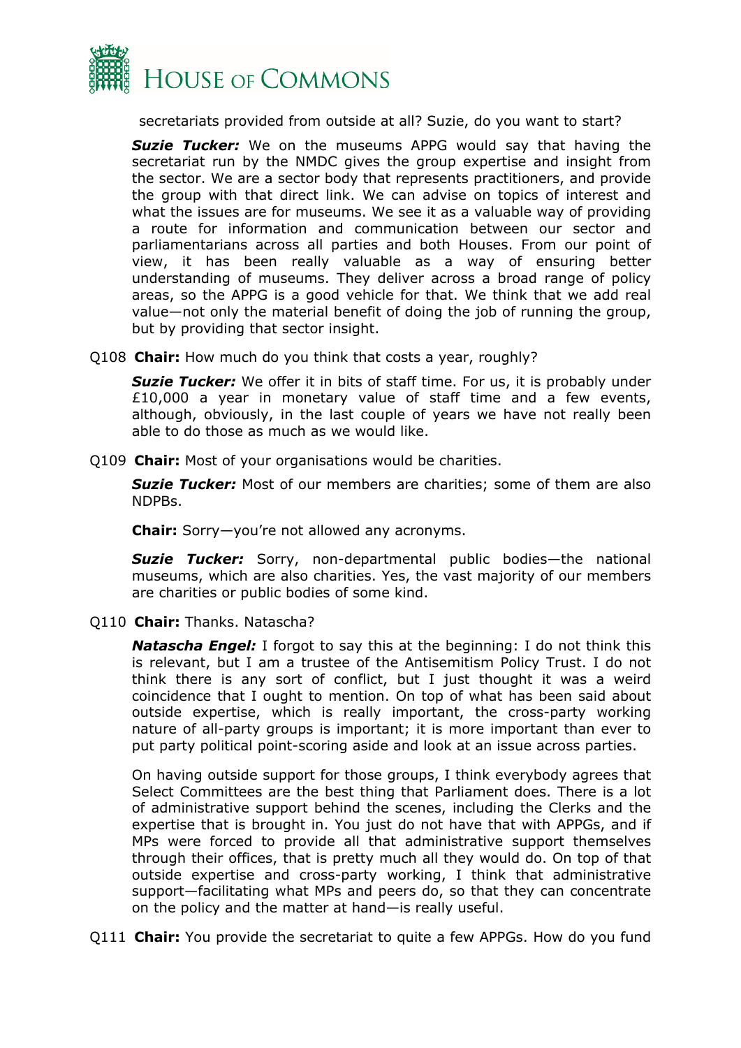secretariats provided from outside at all? Suzie, do you want to start?

***Suzie Tucker:*** We on the museums APPG would say that having the secretariat run by the NMDC gives the group expertise and insight from the sector. We are a sector body that represents practitioners, and provide the group with that direct link. We can advise on topics of interest and what the issues are for museums. We see it as a valuable way of providing a route for information and communication between our sector and parliamentarians across all parties and both Houses. From our point of view, it has been really valuable as a way of ensuring better understanding of museums. They deliver across a broad range of policy areas, so the APPG is a good vehicle for that. We think that we add real value—not only the material benefit of doing the job of running the group, but by providing that sector insight.

Q108 **Chair:** How much do you think that costs a year, roughly?

***Suzie Tucker:*** We offer it in bits of staff time. For us, it is probably under £10,000 a year in monetary value of staff time and a few events, although, obviously, in the last couple of years we have not really been able to do those as much as we would like.

Q109 **Chair:** Most of your organisations would be charities.

***Suzie Tucker:*** Most of our members are charities; some of them are also NDPBs.

**Chair:** Sorry—you're not allowed any acronyms.

***Suzie Tucker:*** Sorry, non-departmental public bodies—the national museums, which are also charities. Yes, the vast majority of our members are charities or public bodies of some kind.

Q110 **Chair:** Thanks. Natascha?

***Natascha Engel:*** I forgot to say this at the beginning: I do not think this is relevant, but I am a trustee of the Antisemitism Policy Trust. I do not think there is any sort of conflict, but I just thought it was a weird coincidence that I ought to mention. On top of what has been said about outside expertise, which is really important, the cross-party working nature of all-party groups is important; it is more important than ever to put party political point-scoring aside and look at an issue across parties.

On having outside support for those groups, I think everybody agrees that Select Committees are the best thing that Parliament does. There is a lot of administrative support behind the scenes, including the Clerks and the expertise that is brought in. You just do not have that with APPGs, and if MPs were forced to provide all that administrative support themselves through their offices, that is pretty much all they would do. On top of that outside expertise and cross-party working, I think that administrative support—facilitating what MPs and peers do, so that they can concentrate on the policy and the matter at hand—is really useful.

Q111 **Chair:** You provide the secretariat to quite a few APPGs. How do you fund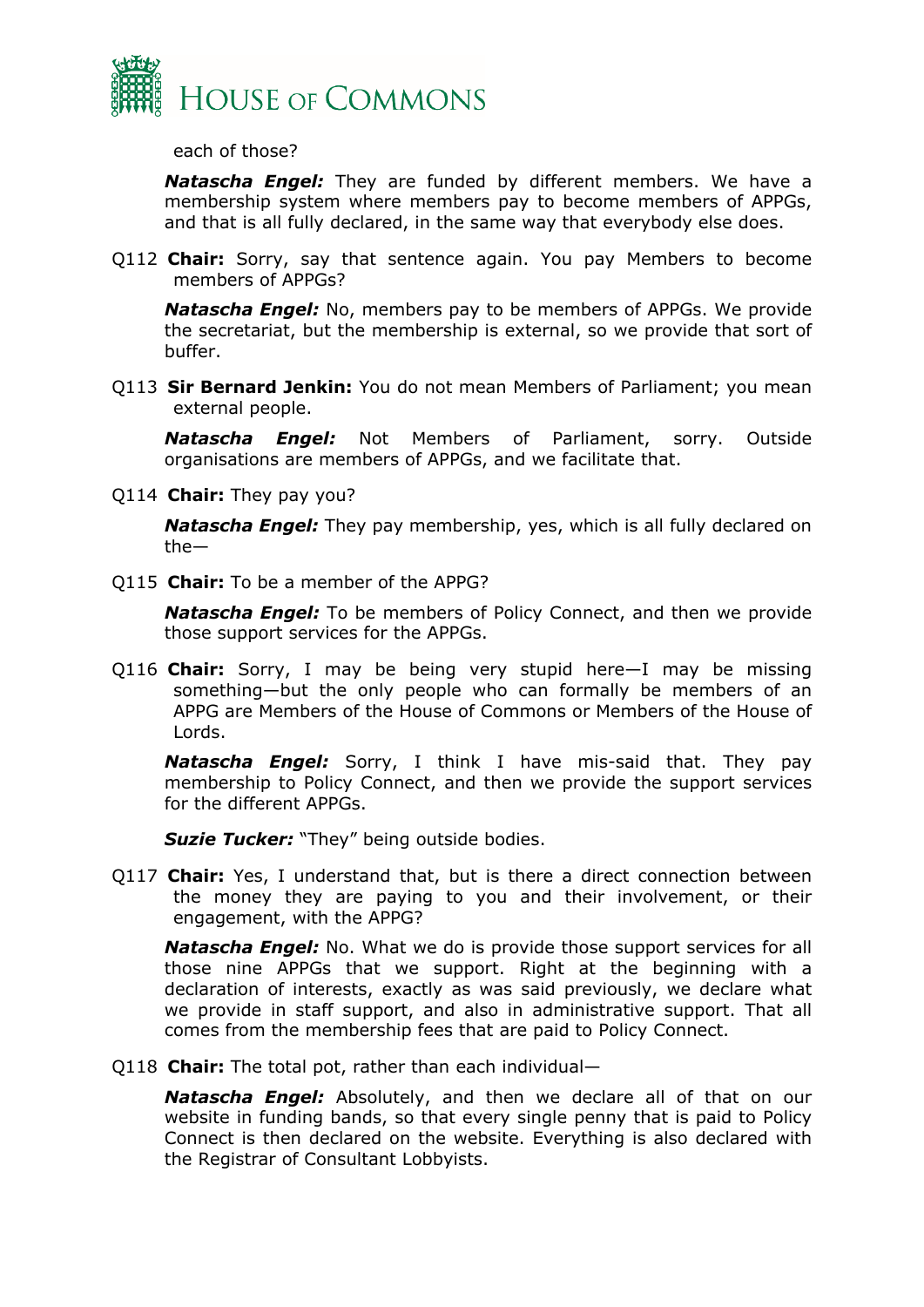each of those?

***Natascha Engel:*** They are funded by different members. We have a membership system where members pay to become members of APPGs, and that is all fully declared, in the same way that everybody else does.

Q112 **Chair:** Sorry, say that sentence again. You pay Members to become members of APPGs?

***Natascha Engel:*** No, members pay to be members of APPGs. We provide the secretariat, but the membership is external, so we provide that sort of buffer.

Q113 **Sir Bernard Jenkin:** You do not mean Members of Parliament; you mean external people.

***Natascha Engel:*** Not Members of Parliament, sorry. Outside organisations are members of APPGs, and we facilitate that.

Q114 **Chair:** They pay you?

***Natascha Engel:*** They pay membership, yes, which is all fully declared on the—

Q115 **Chair:** To be a member of the APPG?

***Natascha Engel:*** To be members of Policy Connect, and then we provide those support services for the APPGs.

Q116 **Chair:** Sorry, I may be being very stupid here—I may be missing something—but the only people who can formally be members of an APPG are Members of the House of Commons or Members of the House of Lords.

***Natascha Engel:*** Sorry, I think I have mis-said that. They pay membership to Policy Connect, and then we provide the support services for the different APPGs.

***Suzie Tucker:*** "They" being outside bodies.

Q117 **Chair:** Yes, I understand that, but is there a direct connection between the money they are paying to you and their involvement, or their engagement, with the APPG?

***Natascha Engel:*** No. What we do is provide those support services for all those nine APPGs that we support. Right at the beginning with a declaration of interests, exactly as was said previously, we declare what we provide in staff support, and also in administrative support. That all comes from the membership fees that are paid to Policy Connect.

Q118 **Chair:** The total pot, rather than each individual—

***Natascha Engel:*** Absolutely, and then we declare all of that on our website in funding bands, so that every single penny that is paid to Policy Connect is then declared on the website. Everything is also declared with the Registrar of Consultant Lobbyists.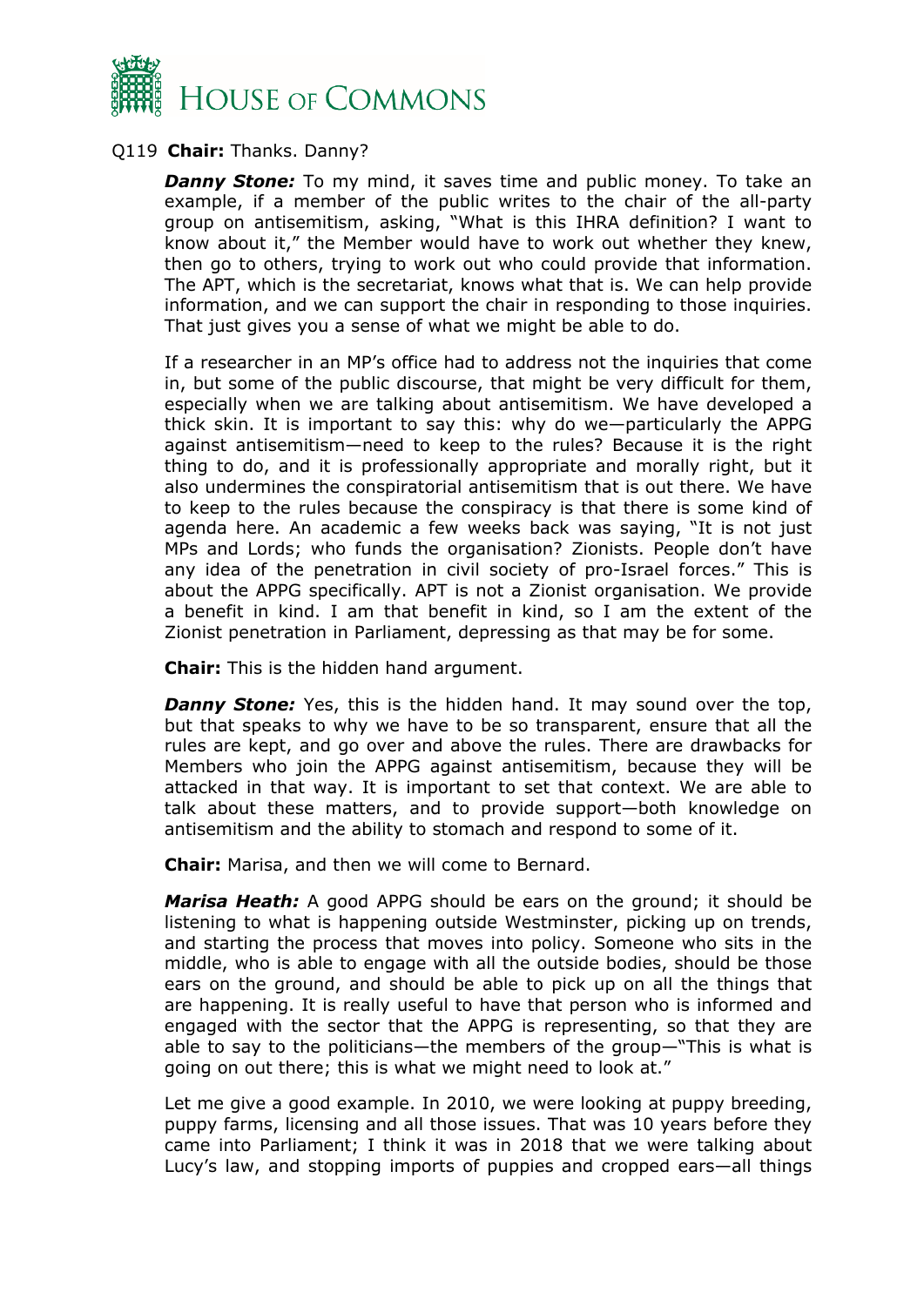Q119 **Chair:** Thanks. Danny?

***Danny Stone:*** To my mind, it saves time and public money. To take an example, if a member of the public writes to the chair of the all-party group on antisemitism, asking, "What is this IHRA definition? I want to know about it," the Member would have to work out whether they knew, then go to others, trying to work out who could provide that information. The APT, which is the secretariat, knows what that is. We can help provide information, and we can support the chair in responding to those inquiries. That just gives you a sense of what we might be able to do.

If a researcher in an MP's office had to address not the inquiries that come in, but some of the public discourse, that might be very difficult for them, especially when we are talking about antisemitism. We have developed a thick skin. It is important to say this: why do we—particularly the APPG against antisemitism—need to keep to the rules? Because it is the right thing to do, and it is professionally appropriate and morally right, but it also undermines the conspiratorial antisemitism that is out there. We have to keep to the rules because the conspiracy is that there is some kind of agenda here. An academic a few weeks back was saying, "It is not just MPs and Lords; who funds the organisation? Zionists. People don't have any idea of the penetration in civil society of pro-Israel forces." This is about the APPG specifically. APT is not a Zionist organisation. We provide a benefit in kind. I am that benefit in kind, so I am the extent of the Zionist penetration in Parliament, depressing as that may be for some.

**Chair:** This is the hidden hand argument.

***Danny Stone:*** Yes, this is the hidden hand. It may sound over the top, but that speaks to why we have to be so transparent, ensure that all the rules are kept, and go over and above the rules. There are drawbacks for Members who join the APPG against antisemitism, because they will be attacked in that way. It is important to set that context. We are able to talk about these matters, and to provide support—both knowledge on antisemitism and the ability to stomach and respond to some of it.

**Chair:** Marisa, and then we will come to Bernard.

***Marisa Heath:*** A good APPG should be ears on the ground; it should be listening to what is happening outside Westminster, picking up on trends, and starting the process that moves into policy. Someone who sits in the middle, who is able to engage with all the outside bodies, should be those ears on the ground, and should be able to pick up on all the things that are happening. It is really useful to have that person who is informed and engaged with the sector that the APPG is representing, so that they are able to say to the politicians—the members of the group—"This is what is going on out there; this is what we might need to look at."

Let me give a good example. In 2010, we were looking at puppy breeding, puppy farms, licensing and all those issues. That was 10 years before they came into Parliament; I think it was in 2018 that we were talking about Lucy's law, and stopping imports of puppies and cropped ears—all things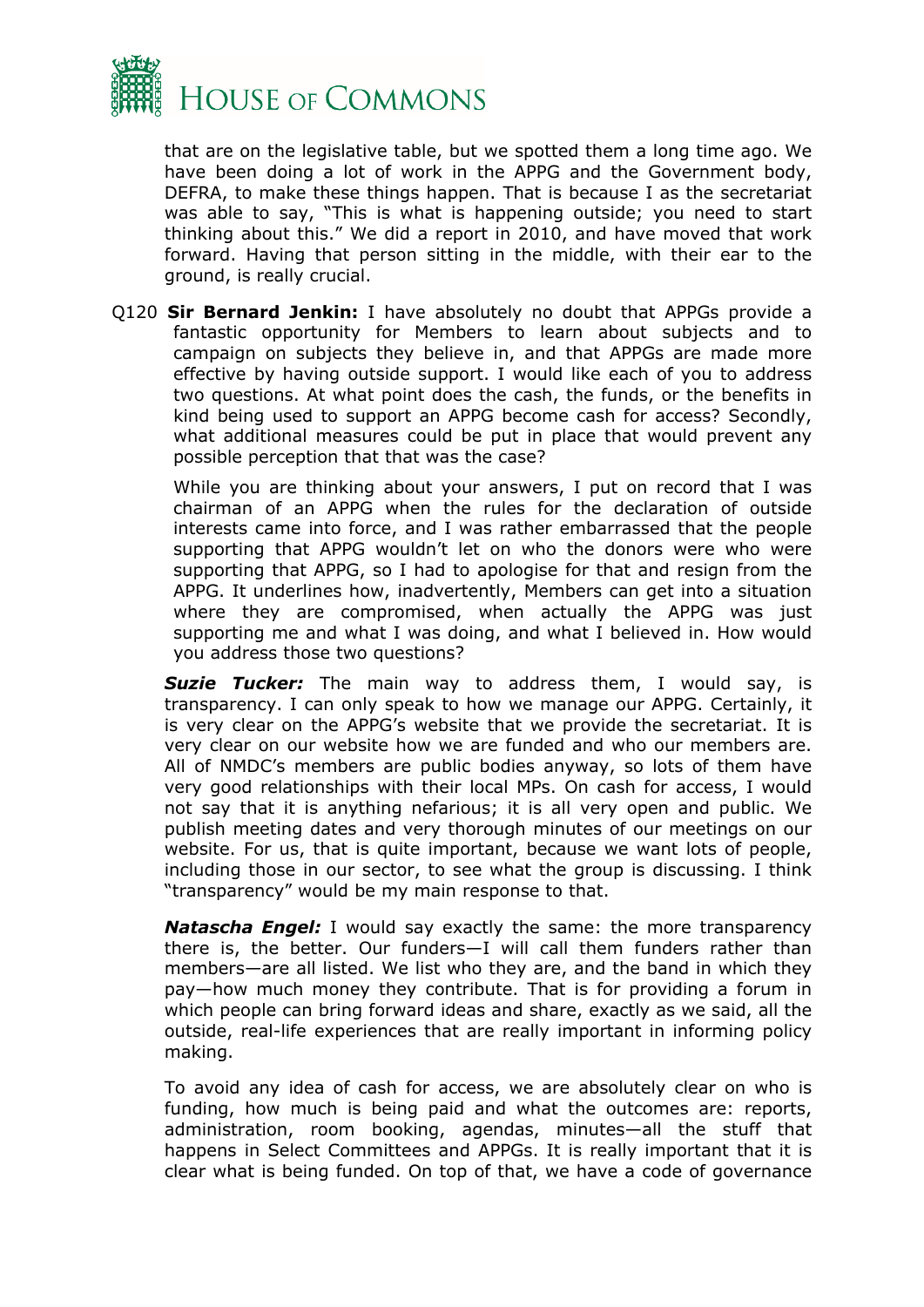that are on the legislative table, but we spotted them a long time ago. We have been doing a lot of work in the APPG and the Government body, DEFRA, to make these things happen. That is because I as the secretariat was able to say, "This is what is happening outside; you need to start thinking about this." We did a report in 2010, and have moved that work forward. Having that person sitting in the middle, with their ear to the ground, is really crucial.

Q120 **Sir Bernard Jenkin:** I have absolutely no doubt that APPGs provide a fantastic opportunity for Members to learn about subjects and to campaign on subjects they believe in, and that APPGs are made more effective by having outside support. I would like each of you to address two questions. At what point does the cash, the funds, or the benefits in kind being used to support an APPG become cash for access? Secondly, what additional measures could be put in place that would prevent any possible perception that that was the case?

While you are thinking about your answers, I put on record that I was chairman of an APPG when the rules for the declaration of outside interests came into force, and I was rather embarrassed that the people supporting that APPG wouldn't let on who the donors were who were supporting that APPG, so I had to apologise for that and resign from the APPG. It underlines how, inadvertently, Members can get into a situation where they are compromised, when actually the APPG was just supporting me and what I was doing, and what I believed in. How would you address those two questions?

***Suzie Tucker:*** The main way to address them, I would say, is transparency. I can only speak to how we manage our APPG. Certainly, it is very clear on the APPG's website that we provide the secretariat. It is very clear on our website how we are funded and who our members are. All of NMDC's members are public bodies anyway, so lots of them have very good relationships with their local MPs. On cash for access, I would not say that it is anything nefarious; it is all very open and public. We publish meeting dates and very thorough minutes of our meetings on our website. For us, that is quite important, because we want lots of people, including those in our sector, to see what the group is discussing. I think "transparency" would be my main response to that.

***Natascha Engel:*** I would say exactly the same: the more transparency there is, the better. Our funders—I will call them funders rather than members—are all listed. We list who they are, and the band in which they pay—how much money they contribute. That is for providing a forum in which people can bring forward ideas and share, exactly as we said, all the outside, real-life experiences that are really important in informing policy making.

To avoid any idea of cash for access, we are absolutely clear on who is funding, how much is being paid and what the outcomes are: reports, administration, room booking, agendas, minutes—all the stuff that happens in Select Committees and APPGs. It is really important that it is clear what is being funded. On top of that, we have a code of governance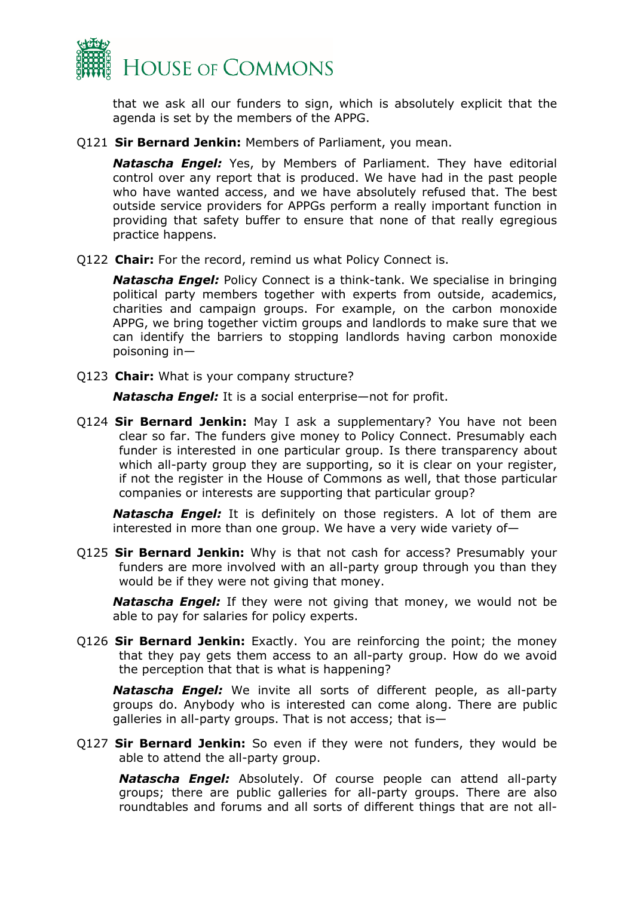that we ask all our funders to sign, which is absolutely explicit that the agenda is set by the members of the APPG.

Q121 **Sir Bernard Jenkin:** Members of Parliament, you mean.

***Natascha Engel:*** Yes, by Members of Parliament. They have editorial control over any report that is produced. We have had in the past people who have wanted access, and we have absolutely refused that. The best outside service providers for APPGs perform a really important function in providing that safety buffer to ensure that none of that really egregious practice happens.

Q122 **Chair:** For the record, remind us what Policy Connect is.

***Natascha Engel:*** Policy Connect is a think-tank. We specialise in bringing political party members together with experts from outside, academics, charities and campaign groups. For example, on the carbon monoxide APPG, we bring together victim groups and landlords to make sure that we can identify the barriers to stopping landlords having carbon monoxide poisoning in—

Q123 **Chair:** What is your company structure?

***Natascha Engel:*** It is a social enterprise—not for profit.

Q124 **Sir Bernard Jenkin:** May I ask a supplementary? You have not been clear so far. The funders give money to Policy Connect. Presumably each funder is interested in one particular group. Is there transparency about which all-party group they are supporting, so it is clear on your register, if not the register in the House of Commons as well, that those particular companies or interests are supporting that particular group?

***Natascha Engel:*** It is definitely on those registers. A lot of them are interested in more than one group. We have a very wide variety of—

Q125 **Sir Bernard Jenkin:** Why is that not cash for access? Presumably your funders are more involved with an all-party group through you than they would be if they were not giving that money.

***Natascha Engel:*** If they were not giving that money, we would not be able to pay for salaries for policy experts.

Q126 **Sir Bernard Jenkin:** Exactly. You are reinforcing the point; the money that they pay gets them access to an all-party group. How do we avoid the perception that that is what is happening?

***Natascha Engel:*** We invite all sorts of different people, as all-party groups do. Anybody who is interested can come along. There are public galleries in all-party groups. That is not access; that is—

Q127 **Sir Bernard Jenkin:** So even if they were not funders, they would be able to attend the all-party group.

***Natascha Engel:*** Absolutely. Of course people can attend all-party groups; there are public galleries for all-party groups. There are also roundtables and forums and all sorts of different things that are not all-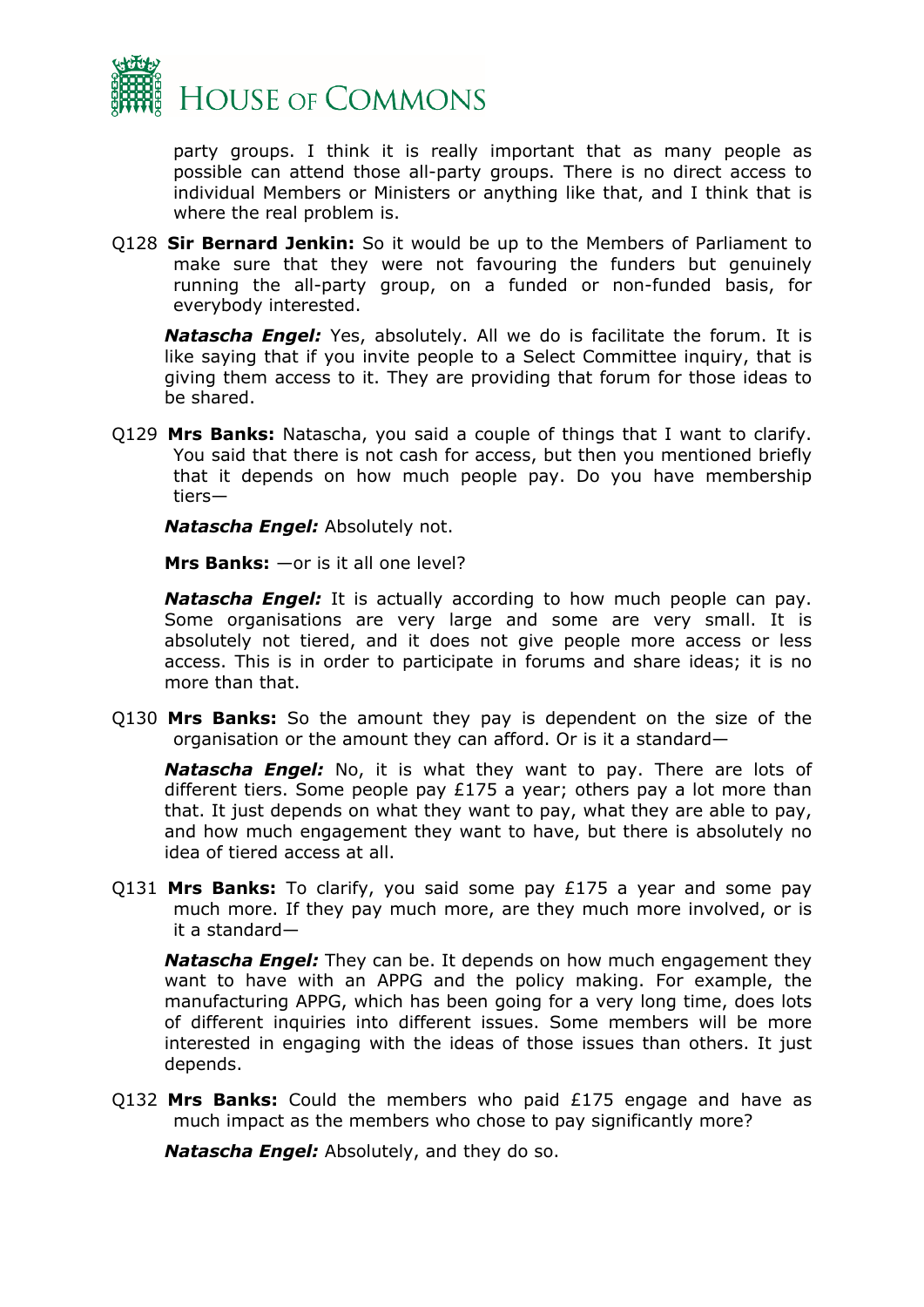party groups. I think it is really important that as many people as possible can attend those all-party groups. There is no direct access to individual Members or Ministers or anything like that, and I think that is where the real problem is.

Q128 **Sir Bernard Jenkin:** So it would be up to the Members of Parliament to make sure that they were not favouring the funders but genuinely running the all-party group, on a funded or non-funded basis, for everybody interested.

***Natascha Engel:*** Yes, absolutely. All we do is facilitate the forum. It is like saying that if you invite people to a Select Committee inquiry, that is giving them access to it. They are providing that forum for those ideas to be shared.

Q129 **Mrs Banks:** Natascha, you said a couple of things that I want to clarify. You said that there is not cash for access, but then you mentioned briefly that it depends on how much people pay. Do you have membership tiers—

***Natascha Engel:*** Absolutely not.

**Mrs Banks:** —or is it all one level?

***Natascha Engel:*** It is actually according to how much people can pay. Some organisations are very large and some are very small. It is absolutely not tiered, and it does not give people more access or less access. This is in order to participate in forums and share ideas; it is no more than that.

Q130 **Mrs Banks:** So the amount they pay is dependent on the size of the organisation or the amount they can afford. Or is it a standard—

***Natascha Engel:*** No, it is what they want to pay. There are lots of different tiers. Some people pay £175 a year; others pay a lot more than that. It just depends on what they want to pay, what they are able to pay, and how much engagement they want to have, but there is absolutely no idea of tiered access at all.

Q131 **Mrs Banks:** To clarify, you said some pay £175 a year and some pay much more. If they pay much more, are they much more involved, or is it a standard—

***Natascha Engel:*** They can be. It depends on how much engagement they want to have with an APPG and the policy making. For example, the manufacturing APPG, which has been going for a very long time, does lots of different inquiries into different issues. Some members will be more interested in engaging with the ideas of those issues than others. It just depends.

Q132 **Mrs Banks:** Could the members who paid £175 engage and have as much impact as the members who chose to pay significantly more?

***Natascha Engel:*** Absolutely, and they do so.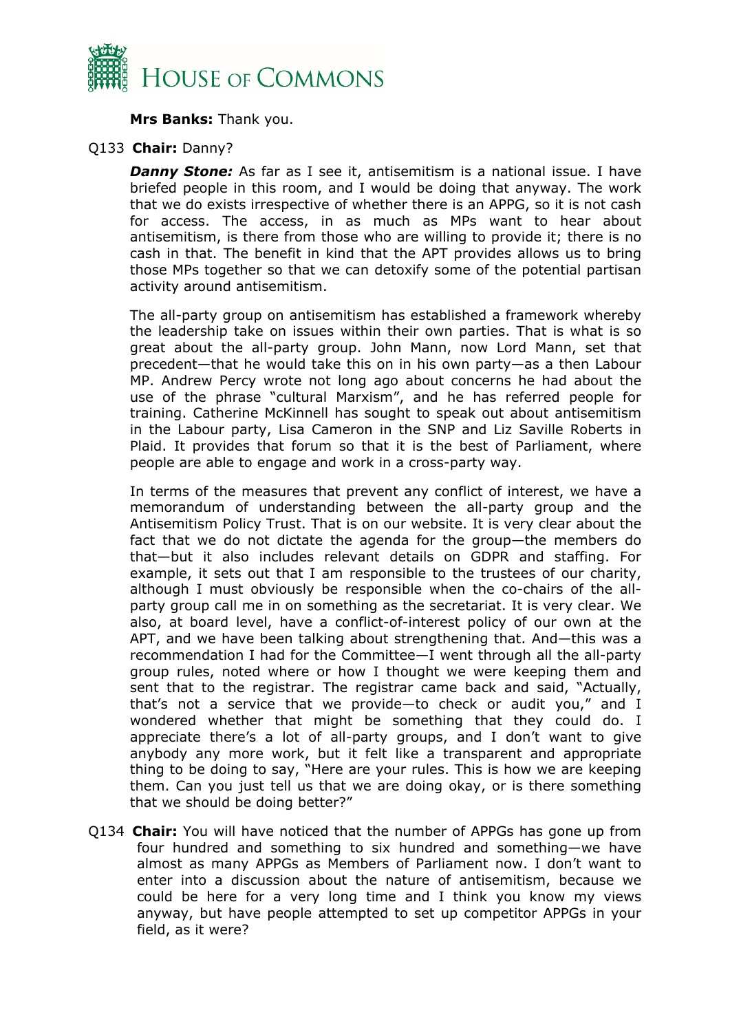**Mrs Banks:** Thank you.

Q133 **Chair:** Danny?

***Danny Stone:*** As far as I see it, antisemitism is a national issue. I have briefed people in this room, and I would be doing that anyway. The work that we do exists irrespective of whether there is an APPG, so it is not cash for access. The access, in as much as MPs want to hear about antisemitism, is there from those who are willing to provide it; there is no cash in that. The benefit in kind that the APT provides allows us to bring those MPs together so that we can detoxify some of the potential partisan activity around antisemitism.

The all-party group on antisemitism has established a framework whereby the leadership take on issues within their own parties. That is what is so great about the all-party group. John Mann, now Lord Mann, set that precedent—that he would take this on in his own party—as a then Labour MP. Andrew Percy wrote not long ago about concerns he had about the use of the phrase "cultural Marxism", and he has referred people for training. Catherine McKinnell has sought to speak out about antisemitism in the Labour party, Lisa Cameron in the SNP and Liz Saville Roberts in Plaid. It provides that forum so that it is the best of Parliament, where people are able to engage and work in a cross-party way.

In terms of the measures that prevent any conflict of interest, we have a memorandum of understanding between the all-party group and the Antisemitism Policy Trust. That is on our website. It is very clear about the fact that we do not dictate the agenda for the group—the members do that—but it also includes relevant details on GDPR and staffing. For example, it sets out that I am responsible to the trustees of our charity, although I must obviously be responsible when the co-chairs of the all-party group call me in on something as the secretariat. It is very clear. We also, at board level, have a conflict-of-interest policy of our own at the APT, and we have been talking about strengthening that. And—this was a recommendation I had for the Committee—I went through all the all-party group rules, noted where or how I thought we were keeping them and sent that to the registrar. The registrar came back and said, "Actually, that's not a service that we provide—to check or audit you," and I wondered whether that might be something that they could do. I appreciate there's a lot of all-party groups, and I don't want to give anybody any more work, but it felt like a transparent and appropriate thing to be doing to say, "Here are your rules. This is how we are keeping them. Can you just tell us that we are doing okay, or is there something that we should be doing better?"

Q134 **Chair:** You will have noticed that the number of APPGs has gone up from four hundred and something to six hundred and something—we have almost as many APPGs as Members of Parliament now. I don't want to enter into a discussion about the nature of antisemitism, because we could be here for a very long time and I think you know my views anyway, but have people attempted to set up competitor APPGs in your field, as it were?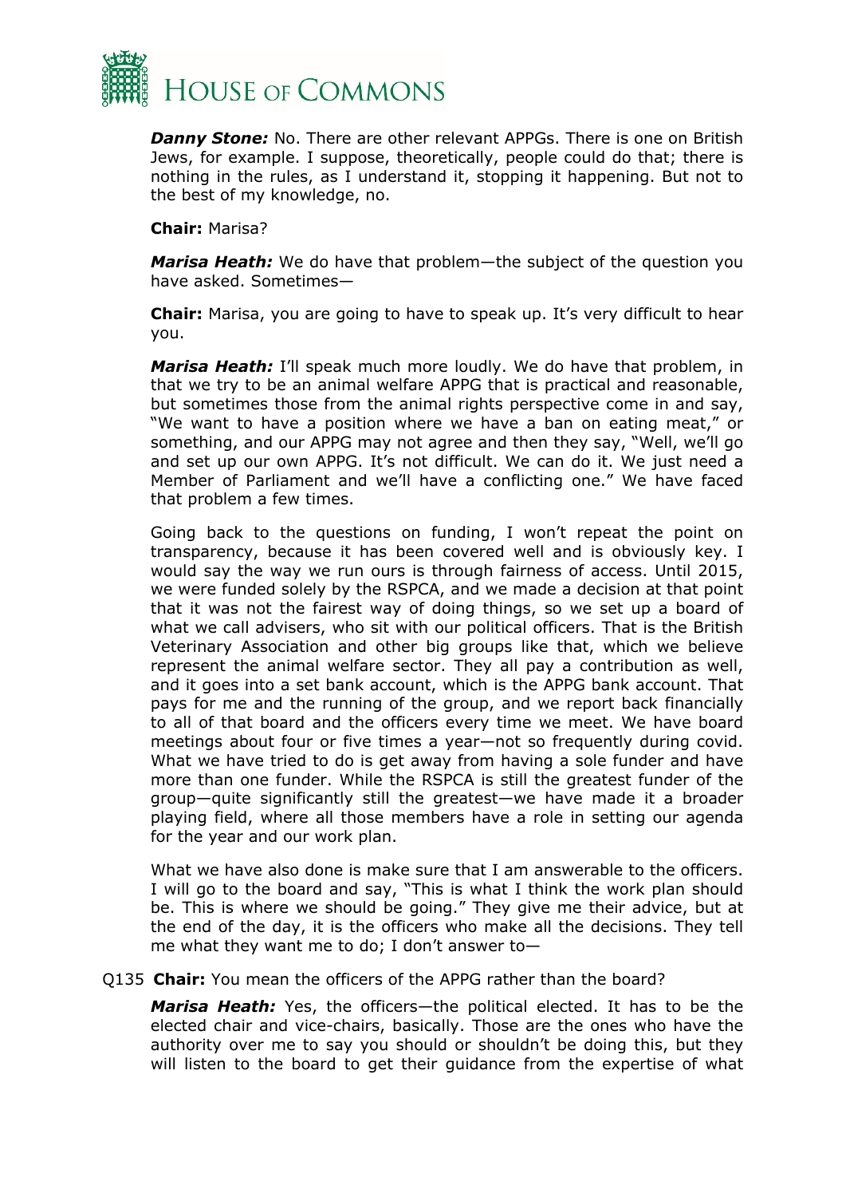***Danny Stone:*** No. There are other relevant APPGs. There is one on British Jews, for example. I suppose, theoretically, people could do that; there is nothing in the rules, as I understand it, stopping it happening. But not to the best of my knowledge, no.

**Chair:** Marisa?

***Marisa Heath:*** We do have that problem—the subject of the question you have asked. Sometimes—

**Chair:** Marisa, you are going to have to speak up. It's very difficult to hear you.

***Marisa Heath:*** I'll speak much more loudly. We do have that problem, in that we try to be an animal welfare APPG that is practical and reasonable, but sometimes those from the animal rights perspective come in and say, "We want to have a position where we have a ban on eating meat," or something, and our APPG may not agree and then they say, "Well, we'll go and set up our own APPG. It's not difficult. We can do it. We just need a Member of Parliament and we'll have a conflicting one." We have faced that problem a few times.

Going back to the questions on funding, I won't repeat the point on transparency, because it has been covered well and is obviously key. I would say the way we run ours is through fairness of access. Until 2015, we were funded solely by the RSPCA, and we made a decision at that point that it was not the fairest way of doing things, so we set up a board of what we call advisers, who sit with our political officers. That is the British Veterinary Association and other big groups like that, which we believe represent the animal welfare sector. They all pay a contribution as well, and it goes into a set bank account, which is the APPG bank account. That pays for me and the running of the group, and we report back financially to all of that board and the officers every time we meet. We have board meetings about four or five times a year—not so frequently during covid. What we have tried to do is get away from having a sole funder and have more than one funder. While the RSPCA is still the greatest funder of the group—quite significantly still the greatest—we have made it a broader playing field, where all those members have a role in setting our agenda for the year and our work plan.

What we have also done is make sure that I am answerable to the officers. I will go to the board and say, "This is what I think the work plan should be. This is where we should be going." They give me their advice, but at the end of the day, it is the officers who make all the decisions. They tell me what they want me to do; I don't answer to—

Q135 **Chair:** You mean the officers of the APPG rather than the board?

***Marisa Heath:*** Yes, the officers—the political elected. It has to be the elected chair and vice-chairs, basically. Those are the ones who have the authority over me to say you should or shouldn't be doing this, but they will listen to the board to get their guidance from the expertise of what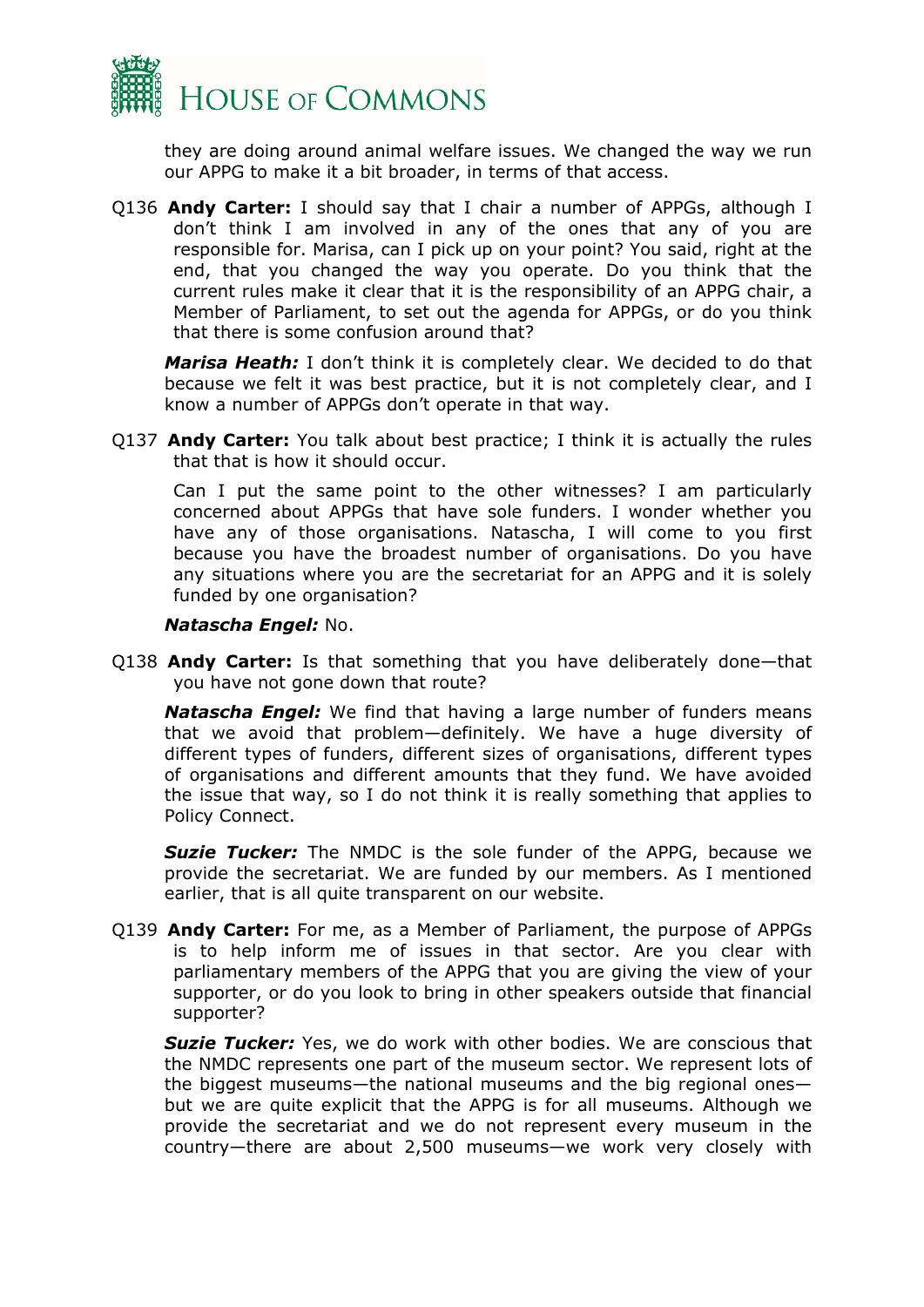they are doing around animal welfare issues. We changed the way we run our APPG to make it a bit broader, in terms of that access.

Q136 **Andy Carter:** I should say that I chair a number of APPGs, although I don't think I am involved in any of the ones that any of you are responsible for. Marisa, can I pick up on your point? You said, right at the end, that you changed the way you operate. Do you think that the current rules make it clear that it is the responsibility of an APPG chair, a Member of Parliament, to set out the agenda for APPGs, or do you think that there is some confusion around that?

***Marisa Heath:*** I don't think it is completely clear. We decided to do that because we felt it was best practice, but it is not completely clear, and I know a number of APPGs don't operate in that way.

Q137 **Andy Carter:** You talk about best practice; I think it is actually the rules that that is how it should occur.

Can I put the same point to the other witnesses? I am particularly concerned about APPGs that have sole funders. I wonder whether you have any of those organisations. Natascha, I will come to you first because you have the broadest number of organisations. Do you have any situations where you are the secretariat for an APPG and it is solely funded by one organisation?

***Natascha Engel:*** No.

Q138 **Andy Carter:** Is that something that you have deliberately done—that you have not gone down that route?

***Natascha Engel:*** We find that having a large number of funders means that we avoid that problem—definitely. We have a huge diversity of different types of funders, different sizes of organisations, different types of organisations and different amounts that they fund. We have avoided the issue that way, so I do not think it is really something that applies to Policy Connect.

***Suzie Tucker:*** The NMDC is the sole funder of the APPG, because we provide the secretariat. We are funded by our members. As I mentioned earlier, that is all quite transparent on our website.

Q139 **Andy Carter:** For me, as a Member of Parliament, the purpose of APPGs is to help inform me of issues in that sector. Are you clear with parliamentary members of the APPG that you are giving the view of your supporter, or do you look to bring in other speakers outside that financial supporter?

***Suzie Tucker:*** Yes, we do work with other bodies. We are conscious that the NMDC represents one part of the museum sector. We represent lots of the biggest museums—the national museums and the big regional ones—but we are quite explicit that the APPG is for all museums. Although we provide the secretariat and we do not represent every museum in the country—there are about 2,500 museums—we work very closely with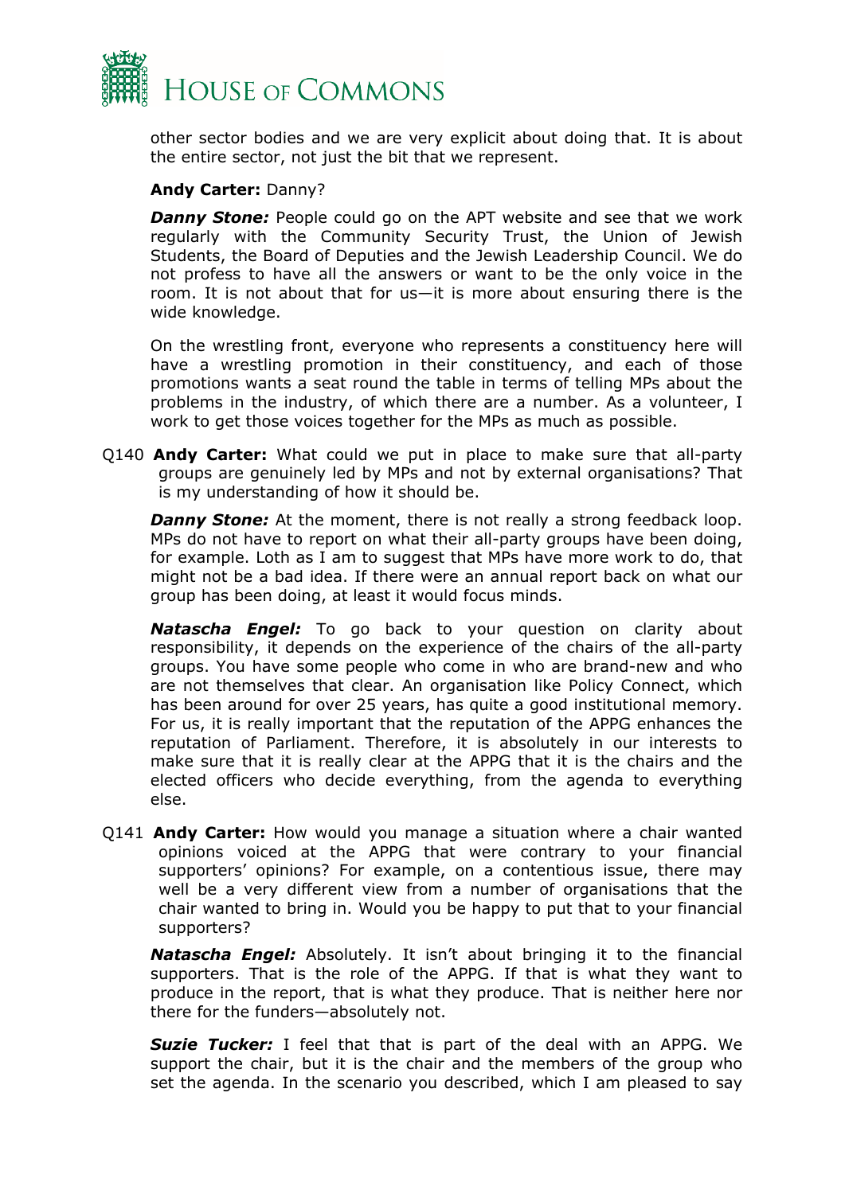other sector bodies and we are very explicit about doing that. It is about the entire sector, not just the bit that we represent.

**Andy Carter:** Danny?

***Danny Stone:*** People could go on the APT website and see that we work regularly with the Community Security Trust, the Union of Jewish Students, the Board of Deputies and the Jewish Leadership Council. We do not profess to have all the answers or want to be the only voice in the room. It is not about that for us—it is more about ensuring there is the wide knowledge.

On the wrestling front, everyone who represents a constituency here will have a wrestling promotion in their constituency, and each of those promotions wants a seat round the table in terms of telling MPs about the problems in the industry, of which there are a number. As a volunteer, I work to get those voices together for the MPs as much as possible.

Q140 **Andy Carter:** What could we put in place to make sure that all-party groups are genuinely led by MPs and not by external organisations? That is my understanding of how it should be.

***Danny Stone:*** At the moment, there is not really a strong feedback loop. MPs do not have to report on what their all-party groups have been doing, for example. Loth as I am to suggest that MPs have more work to do, that might not be a bad idea. If there were an annual report back on what our group has been doing, at least it would focus minds.

***Natascha Engel:*** To go back to your question on clarity about responsibility, it depends on the experience of the chairs of the all-party groups. You have some people who come in who are brand-new and who are not themselves that clear. An organisation like Policy Connect, which has been around for over 25 years, has quite a good institutional memory. For us, it is really important that the reputation of the APPG enhances the reputation of Parliament. Therefore, it is absolutely in our interests to make sure that it is really clear at the APPG that it is the chairs and the elected officers who decide everything, from the agenda to everything else.

Q141 **Andy Carter:** How would you manage a situation where a chair wanted opinions voiced at the APPG that were contrary to your financial supporters' opinions? For example, on a contentious issue, there may well be a very different view from a number of organisations that the chair wanted to bring in. Would you be happy to put that to your financial supporters?

***Natascha Engel:*** Absolutely. It isn't about bringing it to the financial supporters. That is the role of the APPG. If that is what they want to produce in the report, that is what they produce. That is neither here nor there for the funders—absolutely not.

***Suzie Tucker:*** I feel that that is part of the deal with an APPG. We support the chair, but it is the chair and the members of the group who set the agenda. In the scenario you described, which I am pleased to say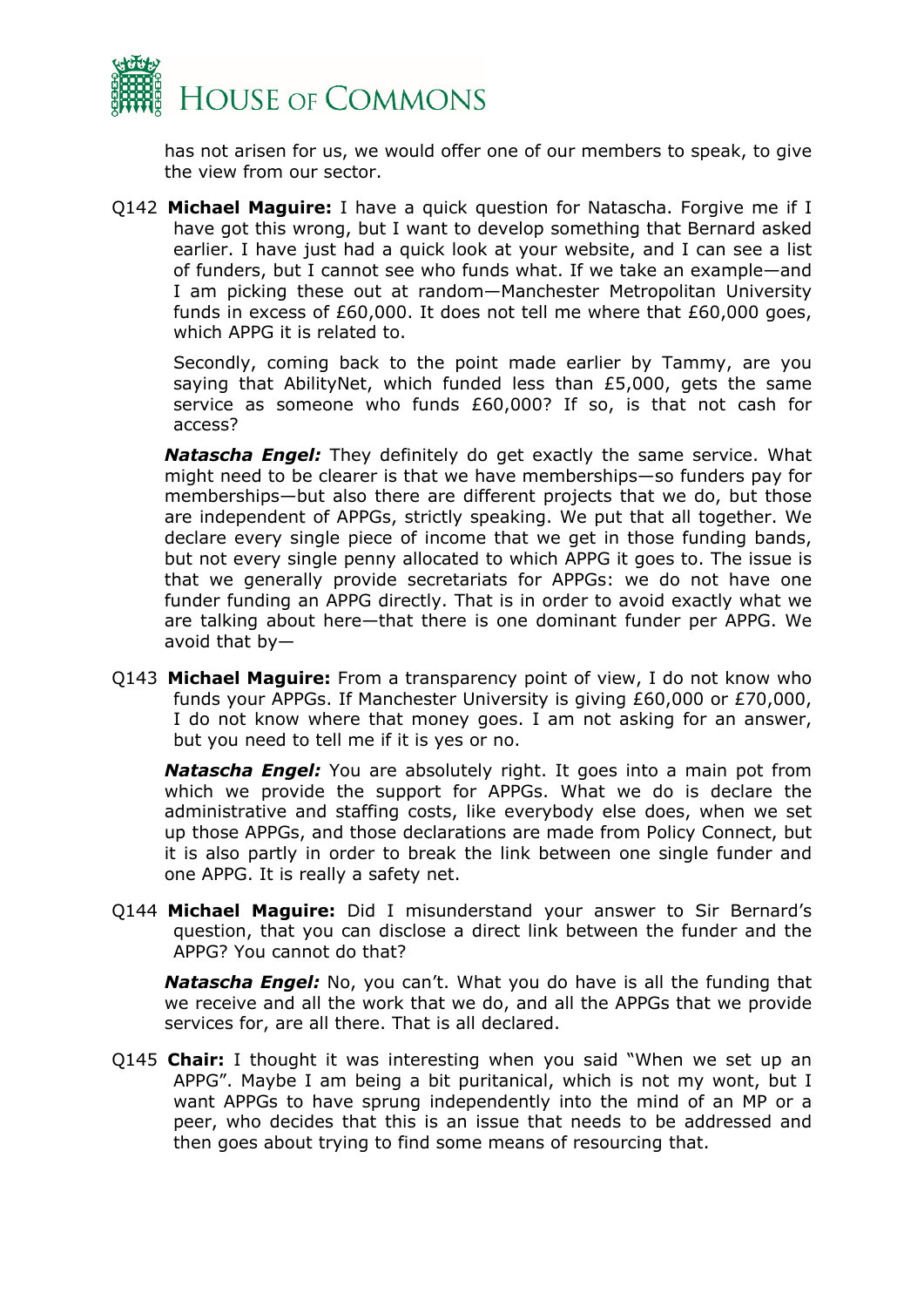has not arisen for us, we would offer one of our members to speak, to give the view from our sector.

Q142 **Michael Maguire:** I have a quick question for Natascha. Forgive me if I have got this wrong, but I want to develop something that Bernard asked earlier. I have just had a quick look at your website, and I can see a list of funders, but I cannot see who funds what. If we take an example—and I am picking these out at random—Manchester Metropolitan University funds in excess of £60,000. It does not tell me where that £60,000 goes, which APPG it is related to.

Secondly, coming back to the point made earlier by Tammy, are you saying that AbilityNet, which funded less than £5,000, gets the same service as someone who funds £60,000? If so, is that not cash for access?

***Natascha Engel:*** They definitely do get exactly the same service. What might need to be clearer is that we have memberships—so funders pay for memberships—but also there are different projects that we do, but those are independent of APPGs, strictly speaking. We put that all together. We declare every single piece of income that we get in those funding bands, but not every single penny allocated to which APPG it goes to. The issue is that we generally provide secretariats for APPGs: we do not have one funder funding an APPG directly. That is in order to avoid exactly what we are talking about here—that there is one dominant funder per APPG. We avoid that by—

Q143 **Michael Maguire:** From a transparency point of view, I do not know who funds your APPGs. If Manchester University is giving £60,000 or £70,000, I do not know where that money goes. I am not asking for an answer, but you need to tell me if it is yes or no.

***Natascha Engel:*** You are absolutely right. It goes into a main pot from which we provide the support for APPGs. What we do is declare the administrative and staffing costs, like everybody else does, when we set up those APPGs, and those declarations are made from Policy Connect, but it is also partly in order to break the link between one single funder and one APPG. It is really a safety net.

Q144 **Michael Maguire:** Did I misunderstand your answer to Sir Bernard's question, that you can disclose a direct link between the funder and the APPG? You cannot do that?

***Natascha Engel:*** No, you can't. What you do have is all the funding that we receive and all the work that we do, and all the APPGs that we provide services for, are all there. That is all declared.

Q145 **Chair:** I thought it was interesting when you said "When we set up an APPG". Maybe I am being a bit puritanical, which is not my wont, but I want APPGs to have sprung independently into the mind of an MP or a peer, who decides that this is an issue that needs to be addressed and then goes about trying to find some means of resourcing that.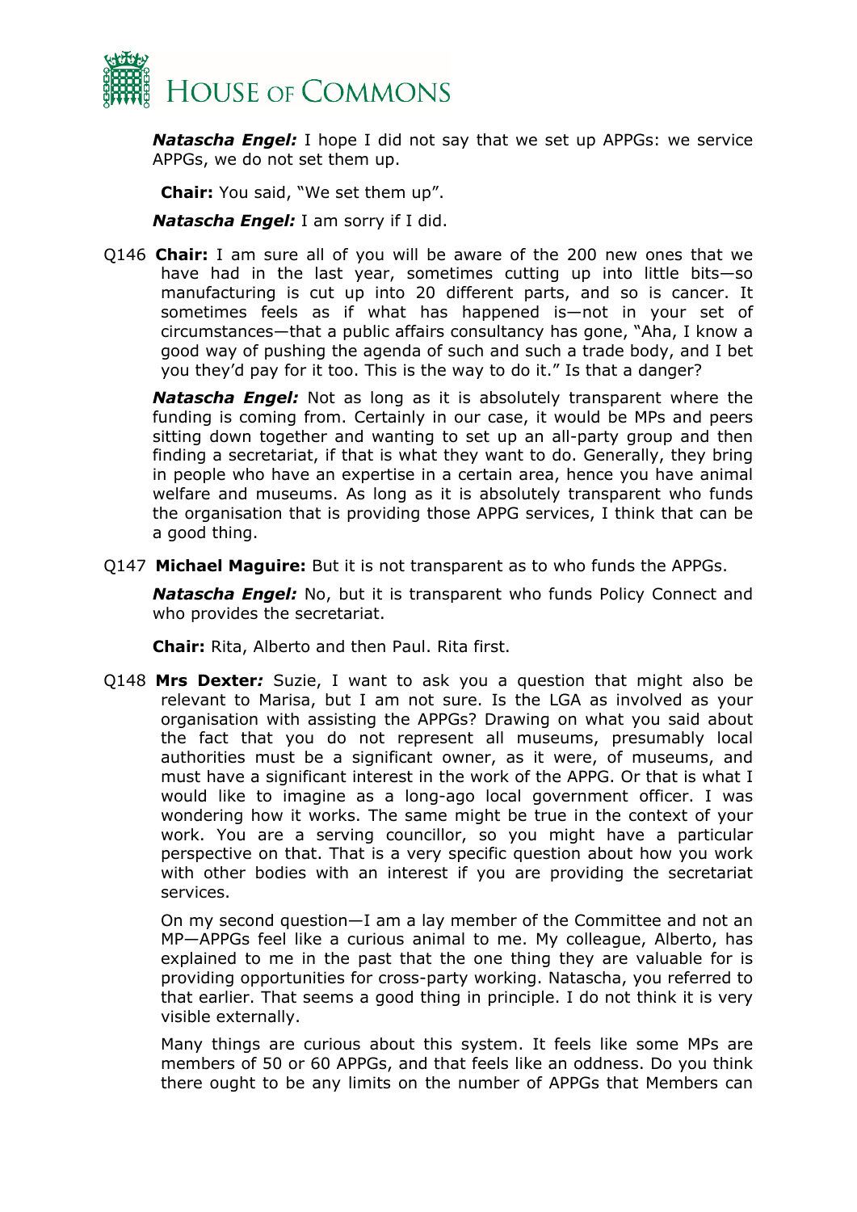***Natascha Engel:*** I hope I did not say that we set up APPGs: we service APPGs, we do not set them up.

**Chair:** You said, "We set them up".

***Natascha Engel:*** I am sorry if I did.

Q146 **Chair:** I am sure all of you will be aware of the 200 new ones that we have had in the last year, sometimes cutting up into little bits—so manufacturing is cut up into 20 different parts, and so is cancer. It sometimes feels as if what has happened is—not in your set of circumstances—that a public affairs consultancy has gone, "Aha, I know a good way of pushing the agenda of such and such a trade body, and I bet you they'd pay for it too. This is the way to do it." Is that a danger?

***Natascha Engel:*** Not as long as it is absolutely transparent where the funding is coming from. Certainly in our case, it would be MPs and peers sitting down together and wanting to set up an all-party group and then finding a secretariat, if that is what they want to do. Generally, they bring in people who have an expertise in a certain area, hence you have animal welfare and museums. As long as it is absolutely transparent who funds the organisation that is providing those APPG services, I think that can be a good thing.

Q147 **Michael Maguire:** But it is not transparent as to who funds the APPGs.

***Natascha Engel:*** No, but it is transparent who funds Policy Connect and who provides the secretariat.

**Chair:** Rita, Alberto and then Paul. Rita first.

Q148 **Mrs Dexter*:*** Suzie, I want to ask you a question that might also be relevant to Marisa, but I am not sure. Is the LGA as involved as your organisation with assisting the APPGs? Drawing on what you said about the fact that you do not represent all museums, presumably local authorities must be a significant owner, as it were, of museums, and must have a significant interest in the work of the APPG. Or that is what I would like to imagine as a long-ago local government officer. I was wondering how it works. The same might be true in the context of your work. You are a serving councillor, so you might have a particular perspective on that. That is a very specific question about how you work with other bodies with an interest if you are providing the secretariat services.

On my second question—I am a lay member of the Committee and not an MP—APPGs feel like a curious animal to me. My colleague, Alberto, has explained to me in the past that the one thing they are valuable for is providing opportunities for cross-party working. Natascha, you referred to that earlier. That seems a good thing in principle. I do not think it is very visible externally.

Many things are curious about this system. It feels like some MPs are members of 50 or 60 APPGs, and that feels like an oddness. Do you think there ought to be any limits on the number of APPGs that Members can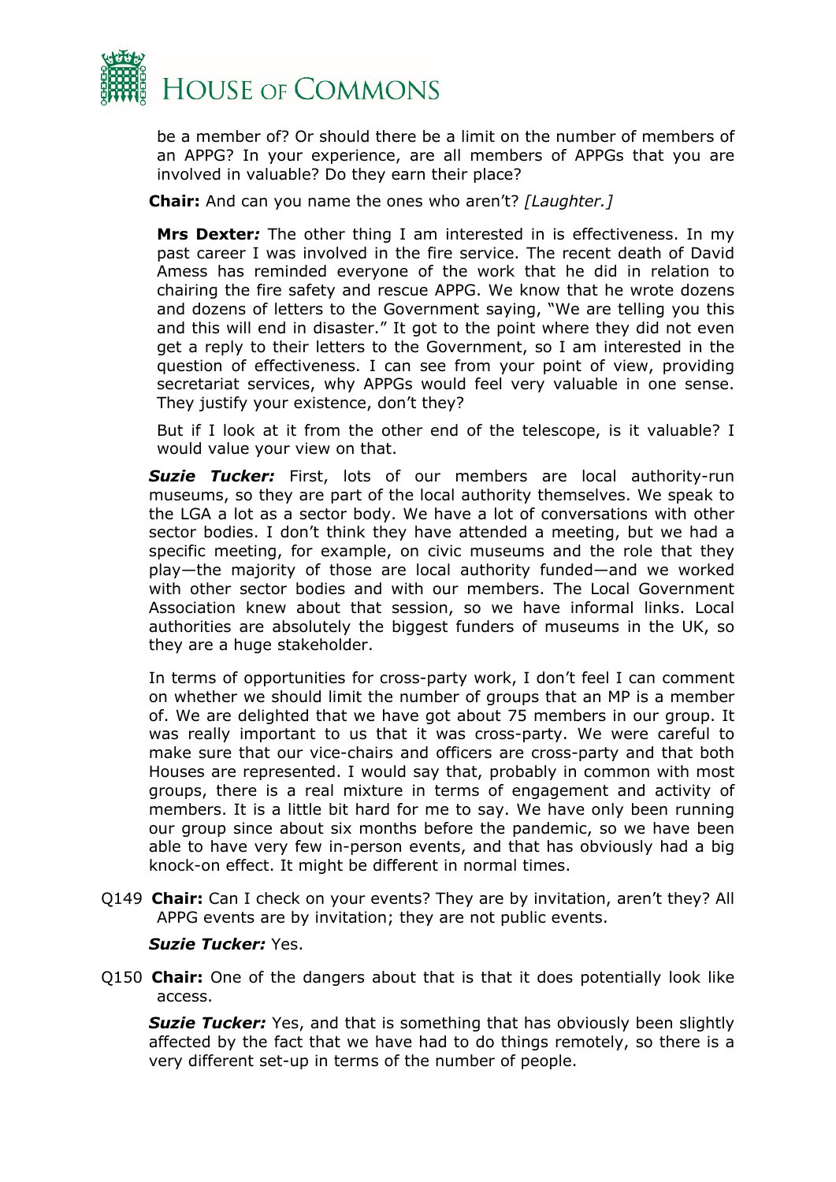be a member of? Or should there be a limit on the number of members of an APPG? In your experience, are all members of APPGs that you are involved in valuable? Do they earn their place?

**Chair:** And can you name the ones who aren't? *[Laughter.]*

**Mrs Dexter*:*** The other thing I am interested in is effectiveness. In my past career I was involved in the fire service. The recent death of David Amess has reminded everyone of the work that he did in relation to chairing the fire safety and rescue APPG. We know that he wrote dozens and dozens of letters to the Government saying, "We are telling you this and this will end in disaster." It got to the point where they did not even get a reply to their letters to the Government, so I am interested in the question of effectiveness. I can see from your point of view, providing secretariat services, why APPGs would feel very valuable in one sense. They justify your existence, don't they?

But if I look at it from the other end of the telescope, is it valuable? I would value your view on that.

***Suzie Tucker:*** First, lots of our members are local authority-run museums, so they are part of the local authority themselves. We speak to the LGA a lot as a sector body. We have a lot of conversations with other sector bodies. I don't think they have attended a meeting, but we had a specific meeting, for example, on civic museums and the role that they play—the majority of those are local authority funded—and we worked with other sector bodies and with our members. The Local Government Association knew about that session, so we have informal links. Local authorities are absolutely the biggest funders of museums in the UK, so they are a huge stakeholder.

In terms of opportunities for cross-party work, I don't feel I can comment on whether we should limit the number of groups that an MP is a member of. We are delighted that we have got about 75 members in our group. It was really important to us that it was cross-party. We were careful to make sure that our vice-chairs and officers are cross-party and that both Houses are represented. I would say that, probably in common with most groups, there is a real mixture in terms of engagement and activity of members. It is a little bit hard for me to say. We have only been running our group since about six months before the pandemic, so we have been able to have very few in-person events, and that has obviously had a big knock-on effect. It might be different in normal times.

Q149 **Chair:** Can I check on your events? They are by invitation, aren't they? All APPG events are by invitation; they are not public events.

***Suzie Tucker:*** Yes.

Q150 **Chair:** One of the dangers about that is that it does potentially look like access.

***Suzie Tucker:*** Yes, and that is something that has obviously been slightly affected by the fact that we have had to do things remotely, so there is a very different set-up in terms of the number of people.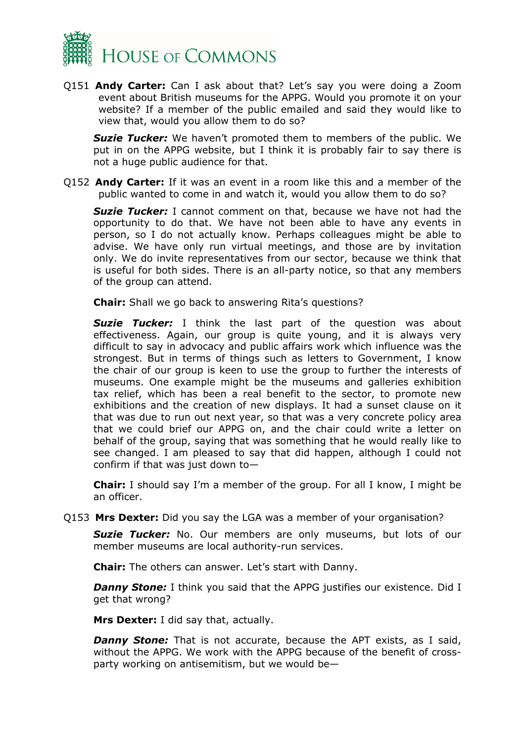Q151 **Andy Carter:** Can I ask about that? Let's say you were doing a Zoom event about British museums for the APPG. Would you promote it on your website? If a member of the public emailed and said they would like to view that, would you allow them to do so?

***Suzie Tucker:*** We haven't promoted them to members of the public. We put in on the APPG website, but I think it is probably fair to say there is not a huge public audience for that.

Q152 **Andy Carter:** If it was an event in a room like this and a member of the public wanted to come in and watch it, would you allow them to do so?

***Suzie Tucker:*** I cannot comment on that, because we have not had the opportunity to do that. We have not been able to have any events in person, so I do not actually know. Perhaps colleagues might be able to advise. We have only run virtual meetings, and those are by invitation only. We do invite representatives from our sector, because we think that is useful for both sides. There is an all-party notice, so that any members of the group can attend.

**Chair:** Shall we go back to answering Rita's questions?

***Suzie Tucker:*** I think the last part of the question was about effectiveness. Again, our group is quite young, and it is always very difficult to say in advocacy and public affairs work which influence was the strongest. But in terms of things such as letters to Government, I know the chair of our group is keen to use the group to further the interests of museums. One example might be the museums and galleries exhibition tax relief, which has been a real benefit to the sector, to promote new exhibitions and the creation of new displays. It had a sunset clause on it that was due to run out next year, so that was a very concrete policy area that we could brief our APPG on, and the chair could write a letter on behalf of the group, saying that was something that he would really like to see changed. I am pleased to say that did happen, although I could not confirm if that was just down to—

**Chair:** I should say I'm a member of the group. For all I know, I might be an officer.

Q153 **Mrs Dexter:** Did you say the LGA was a member of your organisation?

***Suzie Tucker:*** No. Our members are only museums, but lots of our member museums are local authority-run services.

**Chair:** The others can answer. Let's start with Danny.

***Danny Stone:*** I think you said that the APPG justifies our existence. Did I get that wrong?

**Mrs Dexter:** I did say that, actually.

***Danny Stone:*** That is not accurate, because the APT exists, as I said, without the APPG. We work with the APPG because of the benefit of cross-party working on antisemitism, but we would be—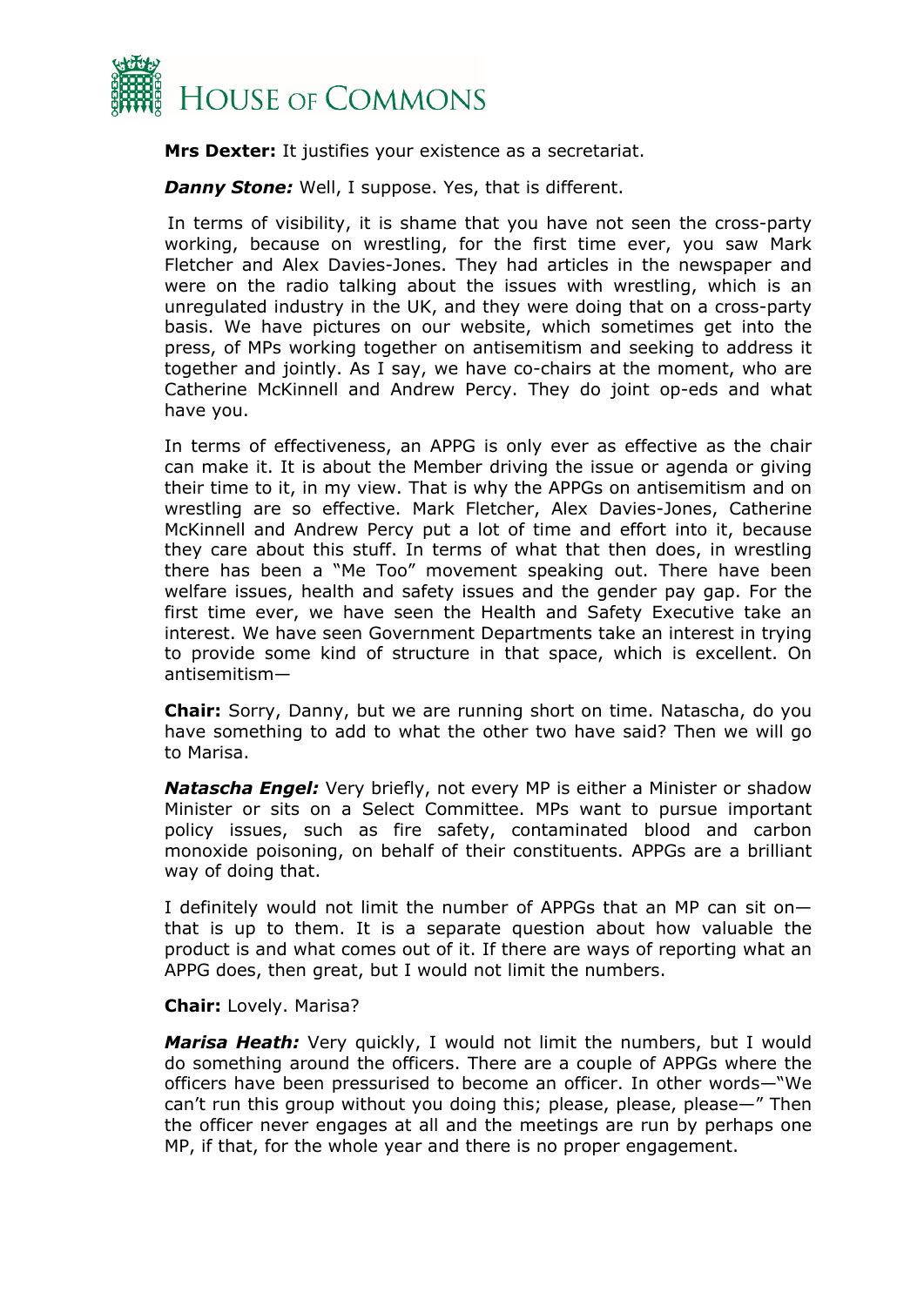**Mrs Dexter:** It justifies your existence as a secretariat.

***Danny Stone:*** Well, I suppose. Yes, that is different.

In terms of visibility, it is shame that you have not seen the cross-party working, because on wrestling, for the first time ever, you saw Mark Fletcher and Alex Davies-Jones. They had articles in the newspaper and were on the radio talking about the issues with wrestling, which is an unregulated industry in the UK, and they were doing that on a cross-party basis. We have pictures on our website, which sometimes get into the press, of MPs working together on antisemitism and seeking to address it together and jointly. As I say, we have co-chairs at the moment, who are Catherine McKinnell and Andrew Percy. They do joint op-eds and what have you.

In terms of effectiveness, an APPG is only ever as effective as the chair can make it. It is about the Member driving the issue or agenda or giving their time to it, in my view. That is why the APPGs on antisemitism and on wrestling are so effective. Mark Fletcher, Alex Davies-Jones, Catherine McKinnell and Andrew Percy put a lot of time and effort into it, because they care about this stuff. In terms of what that then does, in wrestling there has been a "Me Too" movement speaking out. There have been welfare issues, health and safety issues and the gender pay gap. For the first time ever, we have seen the Health and Safety Executive take an interest. We have seen Government Departments take an interest in trying to provide some kind of structure in that space, which is excellent. On antisemitism—

**Chair:** Sorry, Danny, but we are running short on time. Natascha, do you have something to add to what the other two have said? Then we will go to Marisa.

***Natascha Engel:*** Very briefly, not every MP is either a Minister or shadow Minister or sits on a Select Committee. MPs want to pursue important policy issues, such as fire safety, contaminated blood and carbon monoxide poisoning, on behalf of their constituents. APPGs are a brilliant way of doing that.

I definitely would not limit the number of APPGs that an MP can sit on—that is up to them. It is a separate question about how valuable the product is and what comes out of it. If there are ways of reporting what an APPG does, then great, but I would not limit the numbers.

**Chair:** Lovely. Marisa?

***Marisa Heath:*** Very quickly, I would not limit the numbers, but I would do something around the officers. There are a couple of APPGs where the officers have been pressurised to become an officer. In other words—"We can't run this group without you doing this; please, please, please—" Then the officer never engages at all and the meetings are run by perhaps one MP, if that, for the whole year and there is no proper engagement.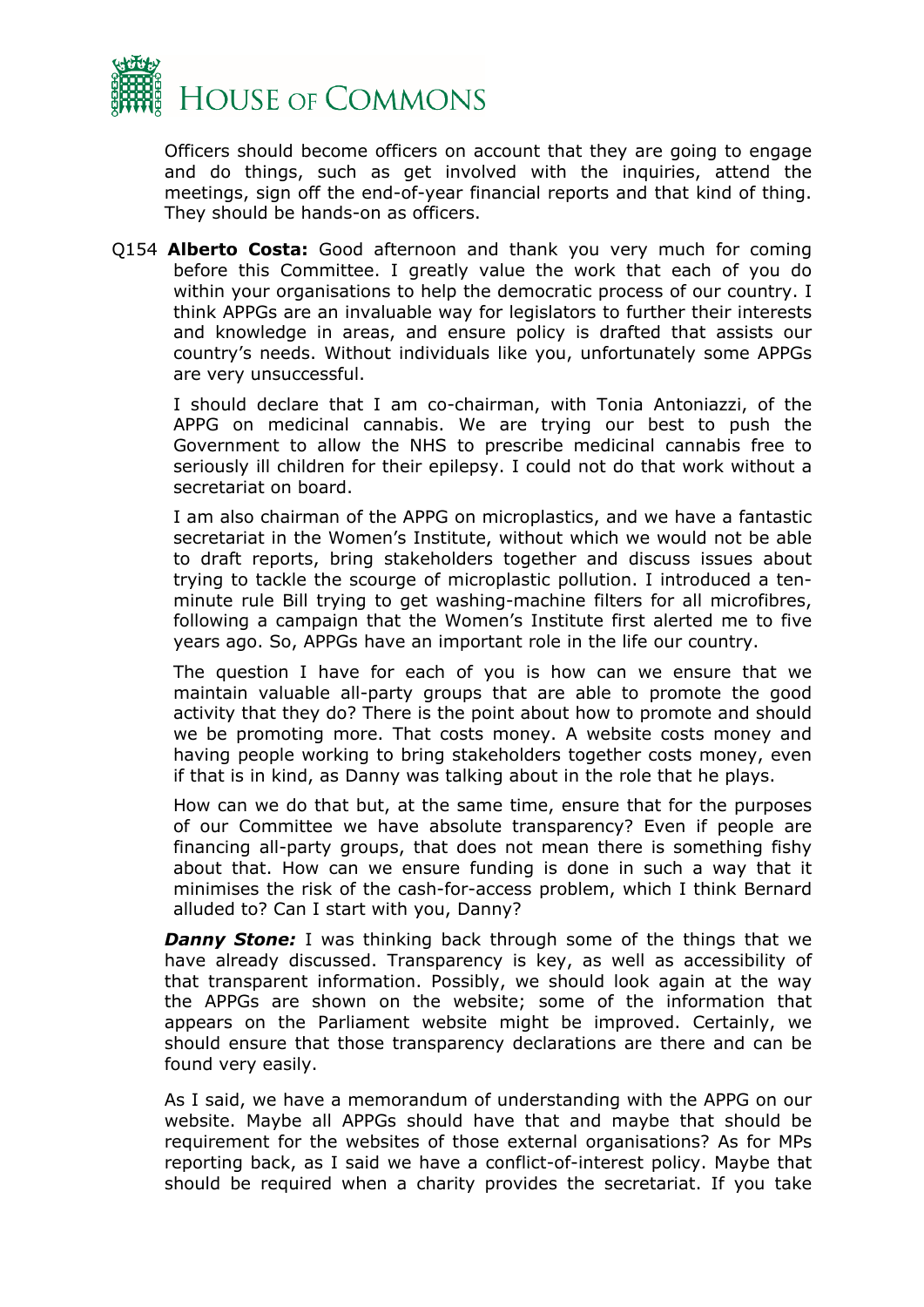Officers should become officers on account that they are going to engage and do things, such as get involved with the inquiries, attend the meetings, sign off the end-of-year financial reports and that kind of thing. They should be hands-on as officers.

Q154 **Alberto Costa:** Good afternoon and thank you very much for coming before this Committee. I greatly value the work that each of you do within your organisations to help the democratic process of our country. I think APPGs are an invaluable way for legislators to further their interests and knowledge in areas, and ensure policy is drafted that assists our country's needs. Without individuals like you, unfortunately some APPGs are very unsuccessful.

I should declare that I am co-chairman, with Tonia Antoniazzi, of the APPG on medicinal cannabis. We are trying our best to push the Government to allow the NHS to prescribe medicinal cannabis free to seriously ill children for their epilepsy. I could not do that work without a secretariat on board.

I am also chairman of the APPG on microplastics, and we have a fantastic secretariat in the Women's Institute, without which we would not be able to draft reports, bring stakeholders together and discuss issues about trying to tackle the scourge of microplastic pollution. I introduced a ten-minute rule Bill trying to get washing-machine filters for all microfibres, following a campaign that the Women's Institute first alerted me to five years ago. So, APPGs have an important role in the life our country.

The question I have for each of you is how can we ensure that we maintain valuable all-party groups that are able to promote the good activity that they do? There is the point about how to promote and should we be promoting more. That costs money. A website costs money and having people working to bring stakeholders together costs money, even if that is in kind, as Danny was talking about in the role that he plays.

How can we do that but, at the same time, ensure that for the purposes of our Committee we have absolute transparency? Even if people are financing all-party groups, that does not mean there is something fishy about that. How can we ensure funding is done in such a way that it minimises the risk of the cash-for-access problem, which I think Bernard alluded to? Can I start with you, Danny?

***Danny Stone:*** I was thinking back through some of the things that we have already discussed. Transparency is key, as well as accessibility of that transparent information. Possibly, we should look again at the way the APPGs are shown on the website; some of the information that appears on the Parliament website might be improved. Certainly, we should ensure that those transparency declarations are there and can be found very easily.

As I said, we have a memorandum of understanding with the APPG on our website. Maybe all APPGs should have that and maybe that should be requirement for the websites of those external organisations? As for MPs reporting back, as I said we have a conflict-of-interest policy. Maybe that should be required when a charity provides the secretariat. If you take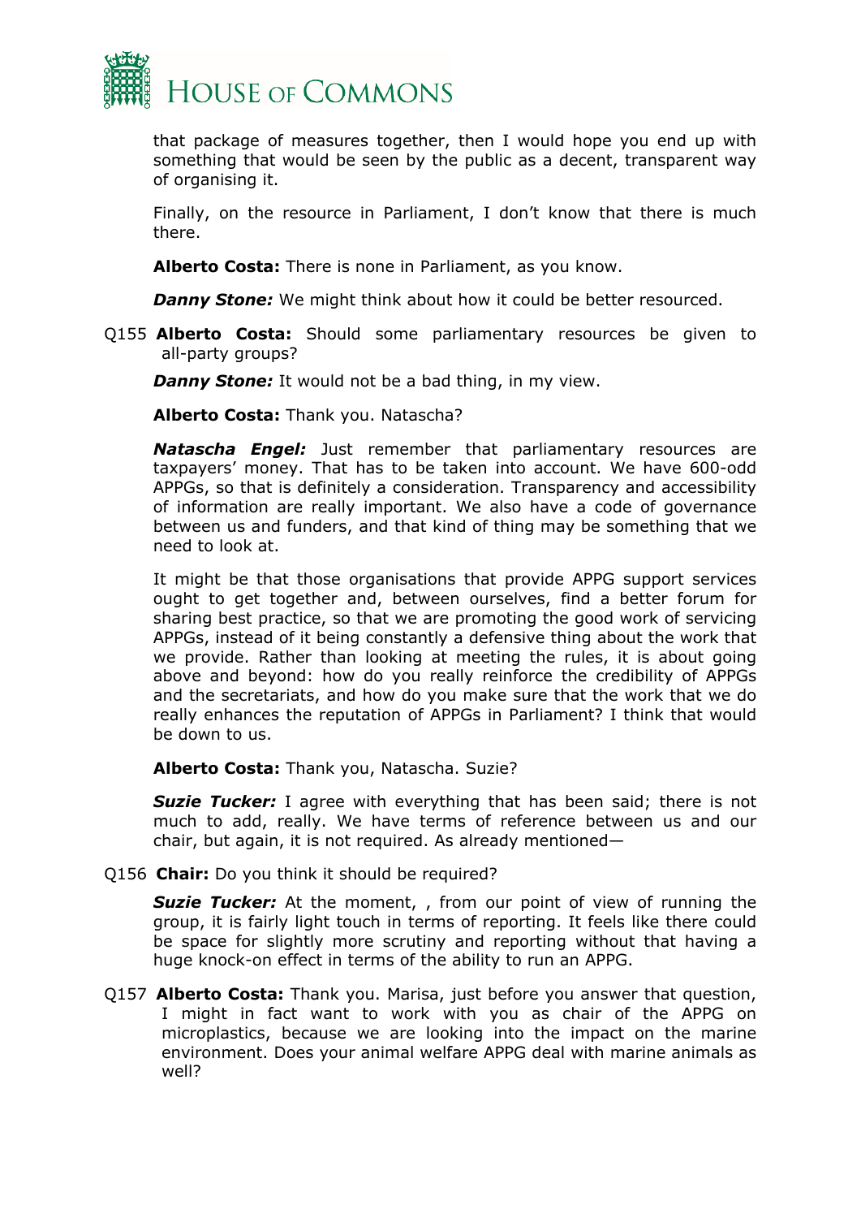that package of measures together, then I would hope you end up with something that would be seen by the public as a decent, transparent way of organising it.

Finally, on the resource in Parliament, I don't know that there is much there.

**Alberto Costa:** There is none in Parliament, as you know.

***Danny Stone:*** We might think about how it could be better resourced.

Q155 **Alberto Costa:** Should some parliamentary resources be given to all-party groups?

***Danny Stone:*** It would not be a bad thing, in my view.

**Alberto Costa:** Thank you. Natascha?

***Natascha Engel:*** Just remember that parliamentary resources are taxpayers' money. That has to be taken into account. We have 600-odd APPGs, so that is definitely a consideration. Transparency and accessibility of information are really important. We also have a code of governance between us and funders, and that kind of thing may be something that we need to look at.

It might be that those organisations that provide APPG support services ought to get together and, between ourselves, find a better forum for sharing best practice, so that we are promoting the good work of servicing APPGs, instead of it being constantly a defensive thing about the work that we provide. Rather than looking at meeting the rules, it is about going above and beyond: how do you really reinforce the credibility of APPGs and the secretariats, and how do you make sure that the work that we do really enhances the reputation of APPGs in Parliament? I think that would be down to us.

**Alberto Costa:** Thank you, Natascha. Suzie?

***Suzie Tucker:*** I agree with everything that has been said; there is not much to add, really. We have terms of reference between us and our chair, but again, it is not required. As already mentioned—

Q156 **Chair:** Do you think it should be required?

***Suzie Tucker:*** At the moment, , from our point of view of running the group, it is fairly light touch in terms of reporting. It feels like there could be space for slightly more scrutiny and reporting without that having a huge knock-on effect in terms of the ability to run an APPG.

Q157 **Alberto Costa:** Thank you. Marisa, just before you answer that question, I might in fact want to work with you as chair of the APPG on microplastics, because we are looking into the impact on the marine environment. Does your animal welfare APPG deal with marine animals as well?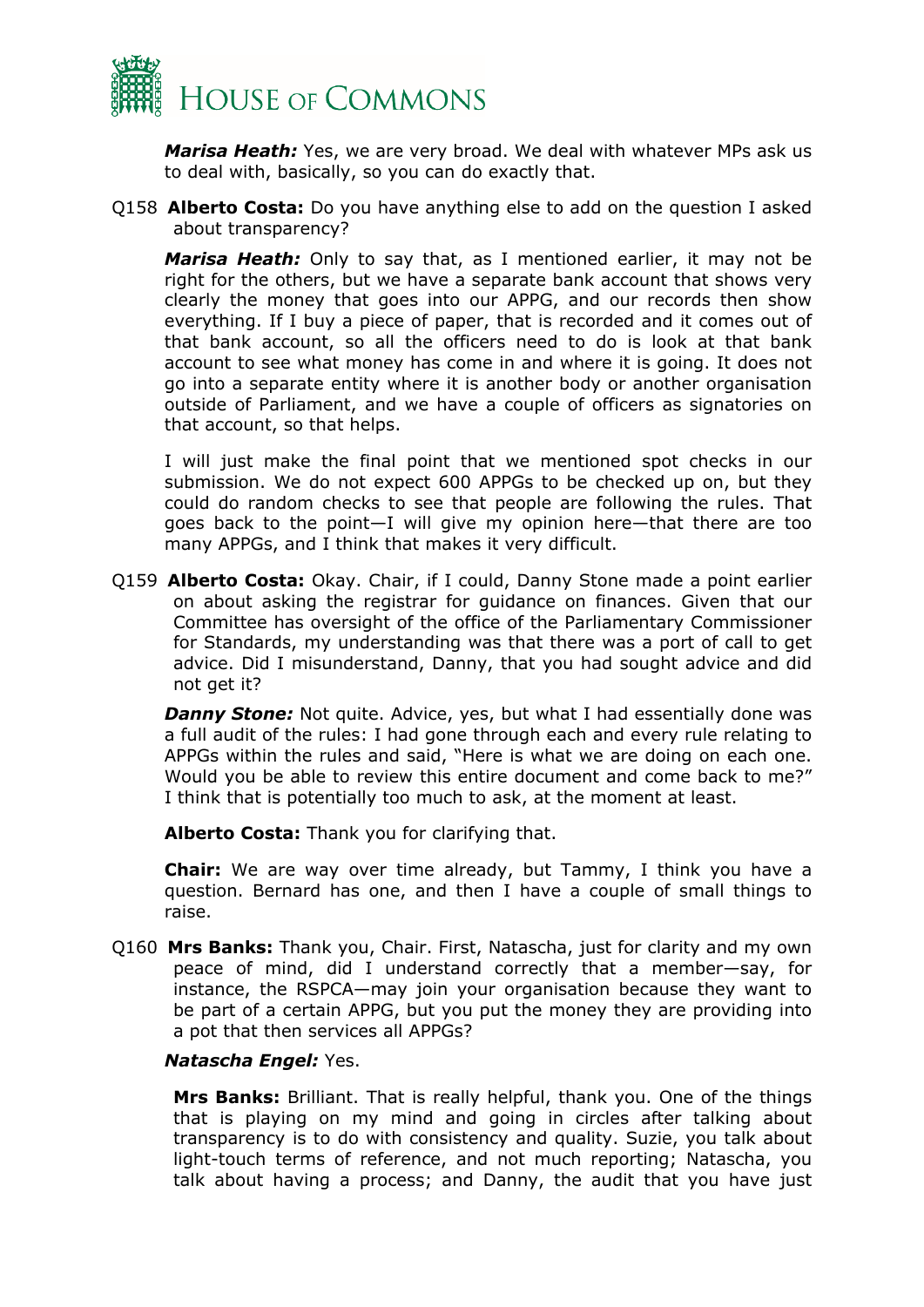***Marisa Heath:*** Yes, we are very broad. We deal with whatever MPs ask us to deal with, basically, so you can do exactly that.

Q158 **Alberto Costa:** Do you have anything else to add on the question I asked about transparency?

***Marisa Heath:*** Only to say that, as I mentioned earlier, it may not be right for the others, but we have a separate bank account that shows very clearly the money that goes into our APPG, and our records then show everything. If I buy a piece of paper, that is recorded and it comes out of that bank account, so all the officers need to do is look at that bank account to see what money has come in and where it is going. It does not go into a separate entity where it is another body or another organisation outside of Parliament, and we have a couple of officers as signatories on that account, so that helps.

I will just make the final point that we mentioned spot checks in our submission. We do not expect 600 APPGs to be checked up on, but they could do random checks to see that people are following the rules. That goes back to the point—I will give my opinion here—that there are too many APPGs, and I think that makes it very difficult.

Q159 **Alberto Costa:** Okay. Chair, if I could, Danny Stone made a point earlier on about asking the registrar for guidance on finances. Given that our Committee has oversight of the office of the Parliamentary Commissioner for Standards, my understanding was that there was a port of call to get advice. Did I misunderstand, Danny, that you had sought advice and did not get it?

***Danny Stone:*** Not quite. Advice, yes, but what I had essentially done was a full audit of the rules: I had gone through each and every rule relating to APPGs within the rules and said, "Here is what we are doing on each one. Would you be able to review this entire document and come back to me?" I think that is potentially too much to ask, at the moment at least.

**Alberto Costa:** Thank you for clarifying that.

**Chair:** We are way over time already, but Tammy, I think you have a question. Bernard has one, and then I have a couple of small things to raise.

Q160 **Mrs Banks:** Thank you, Chair. First, Natascha, just for clarity and my own peace of mind, did I understand correctly that a member—say, for instance, the RSPCA—may join your organisation because they want to be part of a certain APPG, but you put the money they are providing into a pot that then services all APPGs?

***Natascha Engel:*** Yes.

**Mrs Banks:** Brilliant. That is really helpful, thank you. One of the things that is playing on my mind and going in circles after talking about transparency is to do with consistency and quality. Suzie, you talk about light-touch terms of reference, and not much reporting; Natascha, you talk about having a process; and Danny, the audit that you have just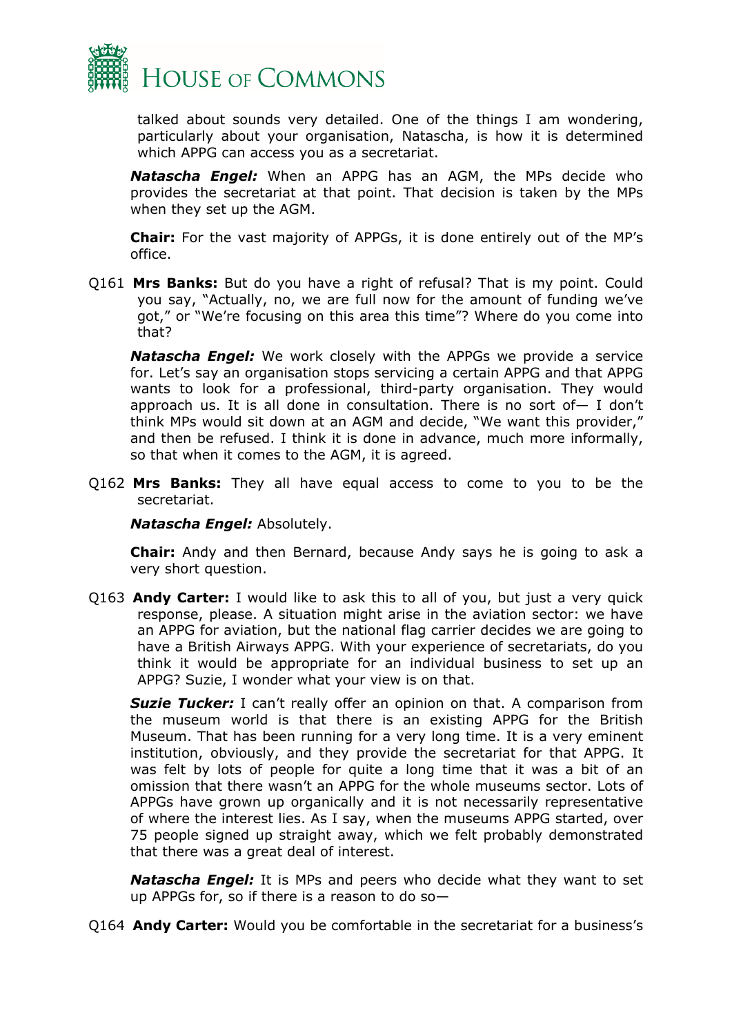talked about sounds very detailed. One of the things I am wondering, particularly about your organisation, Natascha, is how it is determined which APPG can access you as a secretariat.

***Natascha Engel:*** When an APPG has an AGM, the MPs decide who provides the secretariat at that point. That decision is taken by the MPs when they set up the AGM.

**Chair:** For the vast majority of APPGs, it is done entirely out of the MP's office.

Q161 **Mrs Banks:** But do you have a right of refusal? That is my point. Could you say, "Actually, no, we are full now for the amount of funding we've got," or "We're focusing on this area this time"? Where do you come into that?

***Natascha Engel:*** We work closely with the APPGs we provide a service for. Let's say an organisation stops servicing a certain APPG and that APPG wants to look for a professional, third-party organisation. They would approach us. It is all done in consultation. There is no sort of— I don't think MPs would sit down at an AGM and decide, "We want this provider," and then be refused. I think it is done in advance, much more informally, so that when it comes to the AGM, it is agreed.

Q162 **Mrs Banks:** They all have equal access to come to you to be the secretariat.

***Natascha Engel:*** Absolutely.

**Chair:** Andy and then Bernard, because Andy says he is going to ask a very short question.

Q163 **Andy Carter:** I would like to ask this to all of you, but just a very quick response, please. A situation might arise in the aviation sector: we have an APPG for aviation, but the national flag carrier decides we are going to have a British Airways APPG. With your experience of secretariats, do you think it would be appropriate for an individual business to set up an APPG? Suzie, I wonder what your view is on that.

***Suzie Tucker:*** I can't really offer an opinion on that. A comparison from the museum world is that there is an existing APPG for the British Museum. That has been running for a very long time. It is a very eminent institution, obviously, and they provide the secretariat for that APPG. It was felt by lots of people for quite a long time that it was a bit of an omission that there wasn't an APPG for the whole museums sector. Lots of APPGs have grown up organically and it is not necessarily representative of where the interest lies. As I say, when the museums APPG started, over 75 people signed up straight away, which we felt probably demonstrated that there was a great deal of interest.

***Natascha Engel:*** It is MPs and peers who decide what they want to set up APPGs for, so if there is a reason to do so—

Q164 **Andy Carter:** Would you be comfortable in the secretariat for a business's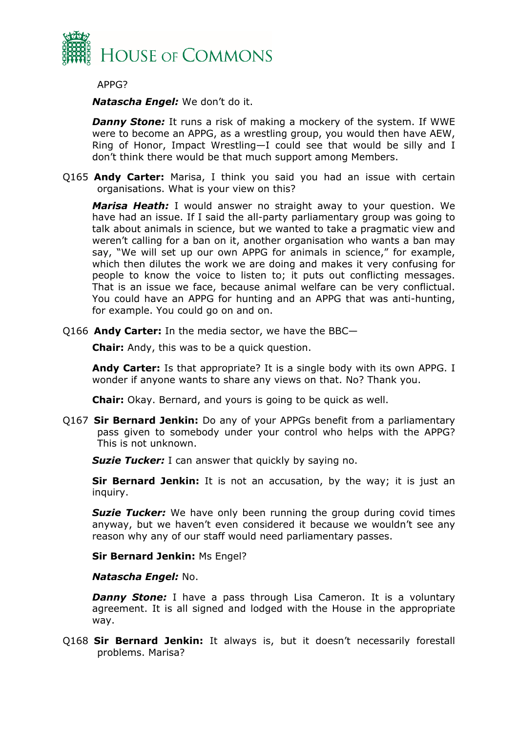APPG?

***Natascha Engel:*** We don't do it.

***Danny Stone:*** It runs a risk of making a mockery of the system. If WWE were to become an APPG, as a wrestling group, you would then have AEW, Ring of Honor, Impact Wrestling—I could see that would be silly and I don't think there would be that much support among Members.

Q165 **Andy Carter:** Marisa, I think you said you had an issue with certain organisations. What is your view on this?

***Marisa Heath:*** I would answer no straight away to your question. We have had an issue. If I said the all-party parliamentary group was going to talk about animals in science, but we wanted to take a pragmatic view and weren't calling for a ban on it, another organisation who wants a ban may say, "We will set up our own APPG for animals in science," for example, which then dilutes the work we are doing and makes it very confusing for people to know the voice to listen to; it puts out conflicting messages. That is an issue we face, because animal welfare can be very conflictual. You could have an APPG for hunting and an APPG that was anti-hunting, for example. You could go on and on.

Q166 **Andy Carter:** In the media sector, we have the BBC—

**Chair:** Andy, this was to be a quick question.

**Andy Carter:** Is that appropriate? It is a single body with its own APPG. I wonder if anyone wants to share any views on that. No? Thank you.

**Chair:** Okay. Bernard, and yours is going to be quick as well.

Q167 **Sir Bernard Jenkin:** Do any of your APPGs benefit from a parliamentary pass given to somebody under your control who helps with the APPG? This is not unknown.

***Suzie Tucker:*** I can answer that quickly by saying no.

**Sir Bernard Jenkin:** It is not an accusation, by the way; it is just an inquiry.

***Suzie Tucker:*** We have only been running the group during covid times anyway, but we haven't even considered it because we wouldn't see any reason why any of our staff would need parliamentary passes.

**Sir Bernard Jenkin:** Ms Engel?

***Natascha Engel:*** No.

***Danny Stone:*** I have a pass through Lisa Cameron. It is a voluntary agreement. It is all signed and lodged with the House in the appropriate way.

Q168 **Sir Bernard Jenkin:** It always is, but it doesn't necessarily forestall problems. Marisa?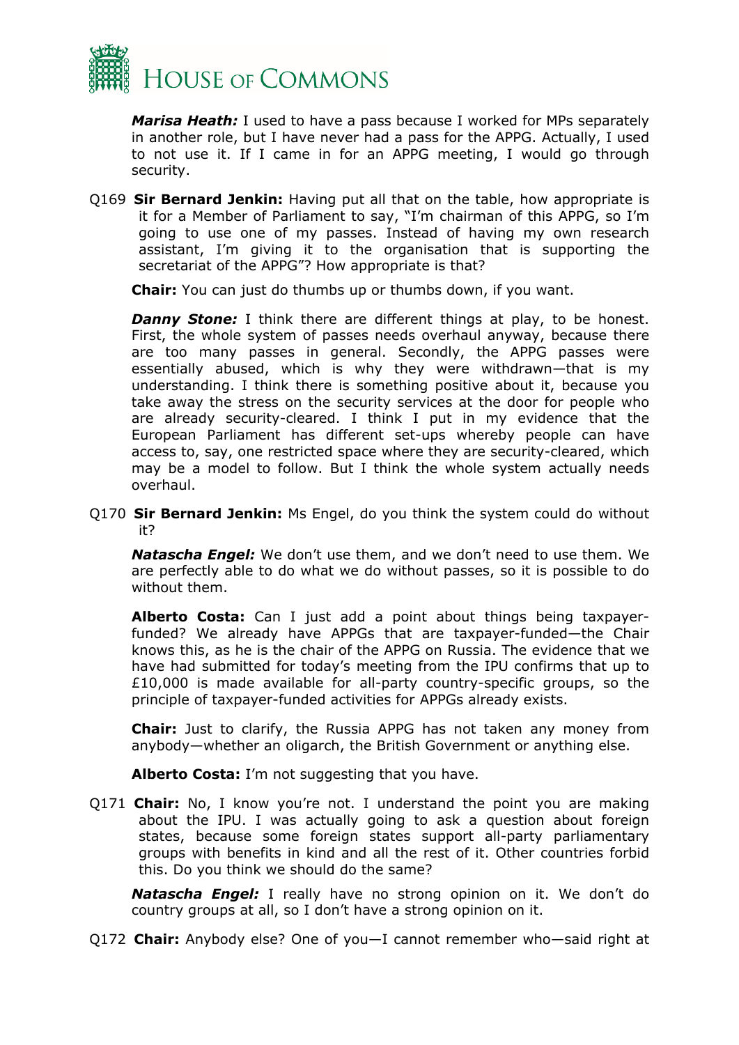***Marisa Heath:*** I used to have a pass because I worked for MPs separately in another role, but I have never had a pass for the APPG. Actually, I used to not use it. If I came in for an APPG meeting, I would go through security.

Q169 **Sir Bernard Jenkin:** Having put all that on the table, how appropriate is it for a Member of Parliament to say, "I'm chairman of this APPG, so I'm going to use one of my passes. Instead of having my own research assistant, I'm giving it to the organisation that is supporting the secretariat of the APPG"? How appropriate is that?

**Chair:** You can just do thumbs up or thumbs down, if you want.

***Danny Stone:*** I think there are different things at play, to be honest. First, the whole system of passes needs overhaul anyway, because there are too many passes in general. Secondly, the APPG passes were essentially abused, which is why they were withdrawn—that is my understanding. I think there is something positive about it, because you take away the stress on the security services at the door for people who are already security-cleared. I think I put in my evidence that the European Parliament has different set-ups whereby people can have access to, say, one restricted space where they are security-cleared, which may be a model to follow. But I think the whole system actually needs overhaul.

Q170 **Sir Bernard Jenkin:** Ms Engel, do you think the system could do without it?

***Natascha Engel:*** We don't use them, and we don't need to use them. We are perfectly able to do what we do without passes, so it is possible to do without them.

**Alberto Costa:** Can I just add a point about things being taxpayer-funded? We already have APPGs that are taxpayer-funded—the Chair knows this, as he is the chair of the APPG on Russia. The evidence that we have had submitted for today's meeting from the IPU confirms that up to £10,000 is made available for all-party country-specific groups, so the principle of taxpayer-funded activities for APPGs already exists.

**Chair:** Just to clarify, the Russia APPG has not taken any money from anybody—whether an oligarch, the British Government or anything else.

**Alberto Costa:** I'm not suggesting that you have.

Q171 **Chair:** No, I know you're not. I understand the point you are making about the IPU. I was actually going to ask a question about foreign states, because some foreign states support all-party parliamentary groups with benefits in kind and all the rest of it. Other countries forbid this. Do you think we should do the same?

***Natascha Engel:*** I really have no strong opinion on it. We don't do country groups at all, so I don't have a strong opinion on it.

Q172 **Chair:** Anybody else? One of you—I cannot remember who—said right at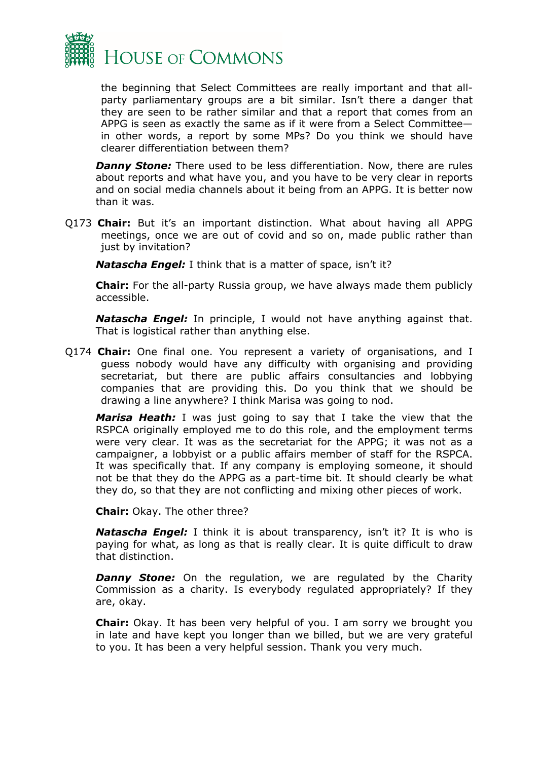the beginning that Select Committees are really important and that all-party parliamentary groups are a bit similar. Isn't there a danger that they are seen to be rather similar and that a report that comes from an APPG is seen as exactly the same as if it were from a Select Committee—in other words, a report by some MPs? Do you think we should have clearer differentiation between them?

***Danny Stone:*** There used to be less differentiation. Now, there are rules about reports and what have you, and you have to be very clear in reports and on social media channels about it being from an APPG. It is better now than it was.

Q173 **Chair:** But it's an important distinction. What about having all APPG meetings, once we are out of covid and so on, made public rather than just by invitation?

***Natascha Engel:*** I think that is a matter of space, isn't it?

**Chair:** For the all-party Russia group, we have always made them publicly accessible.

***Natascha Engel:*** In principle, I would not have anything against that. That is logistical rather than anything else.

Q174 **Chair:** One final one. You represent a variety of organisations, and I guess nobody would have any difficulty with organising and providing secretariat, but there are public affairs consultancies and lobbying companies that are providing this. Do you think that we should be drawing a line anywhere? I think Marisa was going to nod.

***Marisa Heath:*** I was just going to say that I take the view that the RSPCA originally employed me to do this role, and the employment terms were very clear. It was as the secretariat for the APPG; it was not as a campaigner, a lobbyist or a public affairs member of staff for the RSPCA. It was specifically that. If any company is employing someone, it should not be that they do the APPG as a part-time bit. It should clearly be what they do, so that they are not conflicting and mixing other pieces of work.

**Chair:** Okay. The other three?

***Natascha Engel:*** I think it is about transparency, isn't it? It is who is paying for what, as long as that is really clear. It is quite difficult to draw that distinction.

***Danny Stone:*** On the regulation, we are regulated by the Charity Commission as a charity. Is everybody regulated appropriately? If they are, okay.

**Chair:** Okay. It has been very helpful of you. I am sorry we brought you in late and have kept you longer than we billed, but we are very grateful to you. It has been a very helpful session. Thank you very much.